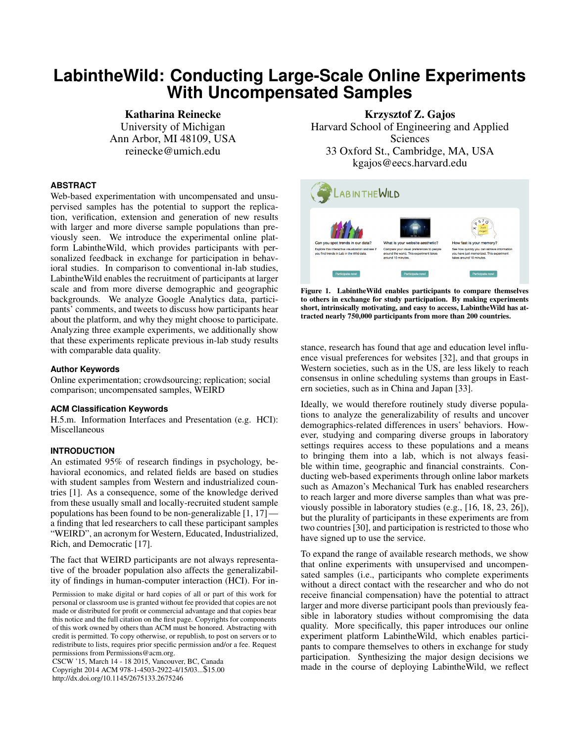# LabintheWild: Conducting Large-Scale Online Experiments With Uncompensated Samples

**Katharina Reinecke**
University of Michigan
Ann Arbor, MI 48109, USA
reinecke@umich.edu

**Krzysztof Z. Gajos**
Harvard School of Engineering and Applied Sciences
33 Oxford St., Cambridge, MA, USA
kgajos@eecs.harvard.edu

## ABSTRACT

Web-based experimentation with uncompensated and unsupervised samples has the potential to support the replication, verification, extension and generation of new results with larger and more diverse sample populations than previously seen. We introduce the experimental online platform LabintheWild, which provides participants with personalized feedback in exchange for participation in behavioral studies. In comparison to conventional in-lab studies, LabintheWild enables the recruitment of participants at larger scale and from more diverse demographic and geographic backgrounds. We analyze Google Analytics data, participants' comments, and tweets to discuss how participants hear about the platform, and why they might choose to participate. Analyzing three example experiments, we additionally show that these experiments replicate previous in-lab study results with comparable data quality.

### Author Keywords

Online experimentation; crowdsourcing; replication; social comparison; uncompensated samples, WEIRD

### ACM Classification Keywords

H.5.m. Information Interfaces and Presentation (e.g. HCI): Miscellaneous

## INTRODUCTION

An estimated 95% of research findings in psychology, behavioral economics, and related fields are based on studies with student samples from Western and industrialized countries [1]. As a consequence, some of the knowledge derived from these usually small and locally-recruited student sample populations has been found to be non-generalizable [1, 17] — a finding that led researchers to call these participant samples "WEIRD", an acronym for Western, Educated, Industrialized, Rich, and Democratic [17].

The fact that WEIRD participants are not always representative of the broader population also affects the generalizability of findings in human-computer interaction (HCI). For instance, research has found that age and education level influence visual preferences for websites [32], and that groups in Western societies, such as in the US, are less likely to reach consensus in online scheduling systems than groups in Eastern societies, such as in China and Japan [33].

Permission to make digital or hard copies of all or part of this work for personal or classroom use is granted without fee provided that copies are not made or distributed for profit or commercial advantage and that copies bear this notice and the full citation on the first page. Copyrights for components of this work owned by others than ACM must be honored. Abstracting with credit is permitted. To copy otherwise, or republish, to post on servers or to redistribute to lists, requires prior specific permission and/or a fee. Request permissions from Permissions@acm.org.
CSCW '15, March 14 - 18 2015, Vancouver, BC, Canada
Copyright 2014 ACM 978-1-4503-2922-4/15/03...$15.00
http://dx.doi.org/10.1145/2675133.2675246

Figure 1. LabintheWild enables participants to compare themselves to others in exchange for study participation. By making experiments short, intrinsically motivating, and easy to access, LabintheWild has attracted nearly 750,000 participants from more than 200 countries.

Ideally, we would therefore routinely study diverse populations to analyze the generalizability of results and uncover demographics-related differences in users' behaviors. However, studying and comparing diverse groups in laboratory settings requires access to these populations and a means to bringing them into a lab, which is not always feasible within time, geographic and financial constraints. Conducting web-based experiments through online labor markets such as Amazon's Mechanical Turk has enabled researchers to reach larger and more diverse samples than what was previously possible in laboratory studies (e.g., [16, 18, 23, 26]), but the plurality of participants in these experiments are from two countries [30], and participation is restricted to those who have signed up to use the service.

To expand the range of available research methods, we show that online experiments with unsupervised and uncompensated samples (i.e., participants who complete experiments without a direct contact with the researcher and who do not receive financial compensation) have the potential to attract larger and more diverse participant pools than previously feasible in laboratory studies without compromising the data quality. More specifically, this paper introduces our online experiment platform LabintheWild, which enables participants to compare themselves to others in exchange for study participation. Synthesizing the major design decisions we made in the course of deploying LabintheWild, we reflect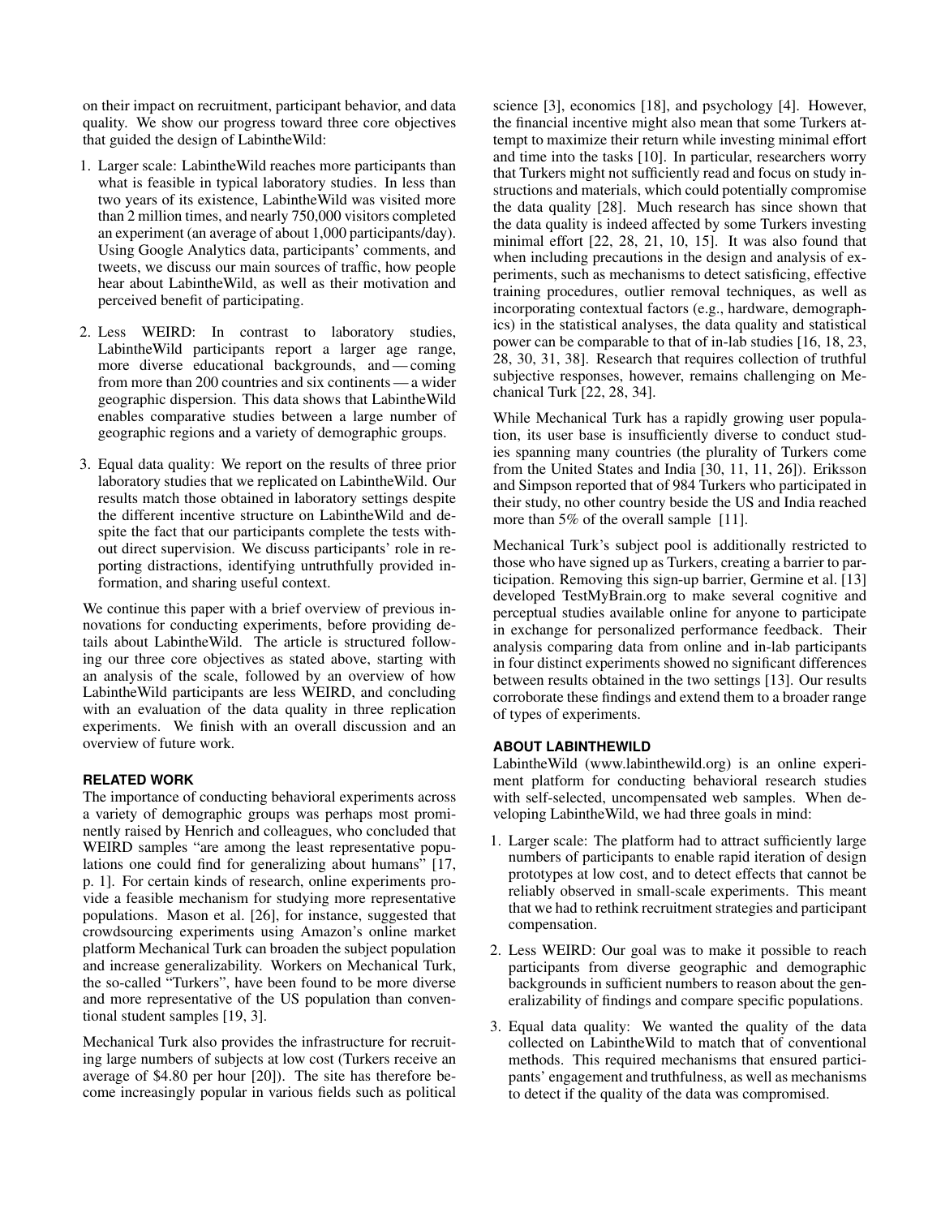on their impact on recruitment, participant behavior, and data quality. We show our progress toward three core objectives that guided the design of LabintheWild:

1. Larger scale: LabintheWild reaches more participants than what is feasible in typical laboratory studies. In less than two years of its existence, LabintheWild was visited more than 2 million times, and nearly 750,000 visitors completed an experiment (an average of about 1,000 participants/day). Using Google Analytics data, participants' comments, and tweets, we discuss our main sources of traffic, how people hear about LabintheWild, as well as their motivation and perceived benefit of participating.

2. Less WEIRD: In contrast to laboratory studies, LabintheWild participants report a larger age range, more diverse educational backgrounds, and — coming from more than 200 countries and six continents — a wider geographic dispersion. This data shows that LabintheWild enables comparative studies between a large number of geographic regions and a variety of demographic groups.

3. Equal data quality: We report on the results of three prior laboratory studies that we replicated on LabintheWild. Our results match those obtained in laboratory settings despite the different incentive structure on LabintheWild and despite the fact that our participants complete the tests without direct supervision. We discuss participants' role in reporting distractions, identifying untruthfully provided information, and sharing useful context.

We continue this paper with a brief overview of previous innovations for conducting experiments, before providing details about LabintheWild. The article is structured following our three core objectives as stated above, starting with an analysis of the scale, followed by an overview of how LabintheWild participants are less WEIRD, and concluding with an evaluation of the data quality in three replication experiments. We finish with an overall discussion and an overview of future work.

## RELATED WORK

The importance of conducting behavioral experiments across a variety of demographic groups was perhaps most prominently raised by Henrich and colleagues, who concluded that WEIRD samples "are among the least representative populations one could find for generalizing about humans" [17, p. 1]. For certain kinds of research, online experiments provide a feasible mechanism for studying more representative populations. Mason et al. [26], for instance, suggested that crowdsourcing experiments using Amazon's online market platform Mechanical Turk can broaden the subject population and increase generalizability. Workers on Mechanical Turk, the so-called "Turkers", have been found to be more diverse and more representative of the US population than conventional student samples [19, 3].

Mechanical Turk also provides the infrastructure for recruiting large numbers of subjects at low cost (Turkers receive an average of \$4.80 per hour [20]). The site has therefore become increasingly popular in various fields such as political science [3], economics [18], and psychology [4]. However, the financial incentive might also mean that some Turkers attempt to maximize their return while investing minimal effort and time into the tasks [10]. In particular, researchers worry that Turkers might not sufficiently read and focus on study instructions and materials, which could potentially compromise the data quality [28]. Much research has since shown that the data quality is indeed affected by some Turkers investing minimal effort [22, 28, 21, 10, 15]. It was also found that when including precautions in the design and analysis of experiments, such as mechanisms to detect satisficing, effective training procedures, outlier removal techniques, as well as incorporating contextual factors (e.g., hardware, demographics) in the statistical analyses, the data quality and statistical power can be comparable to that of in-lab studies [16, 18, 23, 28, 30, 31, 38]. Research that requires collection of truthful subjective responses, however, remains challenging on Mechanical Turk [22, 28, 34].

While Mechanical Turk has a rapidly growing user population, its user base is insufficiently diverse to conduct studies spanning many countries (the plurality of Turkers come from the United States and India [30, 11, 11, 26]). Eriksson and Simpson reported that of 984 Turkers who participated in their study, no other country beside the US and India reached more than 5% of the overall sample [11].

Mechanical Turk's subject pool is additionally restricted to those who have signed up as Turkers, creating a barrier to participation. Removing this sign-up barrier, Germine et al. [13] developed TestMyBrain.org to make several cognitive and perceptual studies available online for anyone to participate in exchange for personalized performance feedback. Their analysis comparing data from online and in-lab participants in four distinct experiments showed no significant differences between results obtained in the two settings [13]. Our results corroborate these findings and extend them to a broader range of types of experiments.

## ABOUT LABINTHEWILD

LabintheWild (www.labinthewild.org) is an online experiment platform for conducting behavioral research studies with self-selected, uncompensated web samples. When developing LabintheWild, we had three goals in mind:

1. Larger scale: The platform had to attract sufficiently large numbers of participants to enable rapid iteration of design prototypes at low cost, and to detect effects that cannot be reliably observed in small-scale experiments. This meant that we had to rethink recruitment strategies and participant compensation.

2. Less WEIRD: Our goal was to make it possible to reach participants from diverse geographic and demographic backgrounds in sufficient numbers to reason about the generalizability of findings and compare specific populations.

3. Equal data quality: We wanted the quality of the data collected on LabintheWild to match that of conventional methods. This required mechanisms that ensured participants' engagement and truthfulness, as well as mechanisms to detect if the quality of the data was compromised.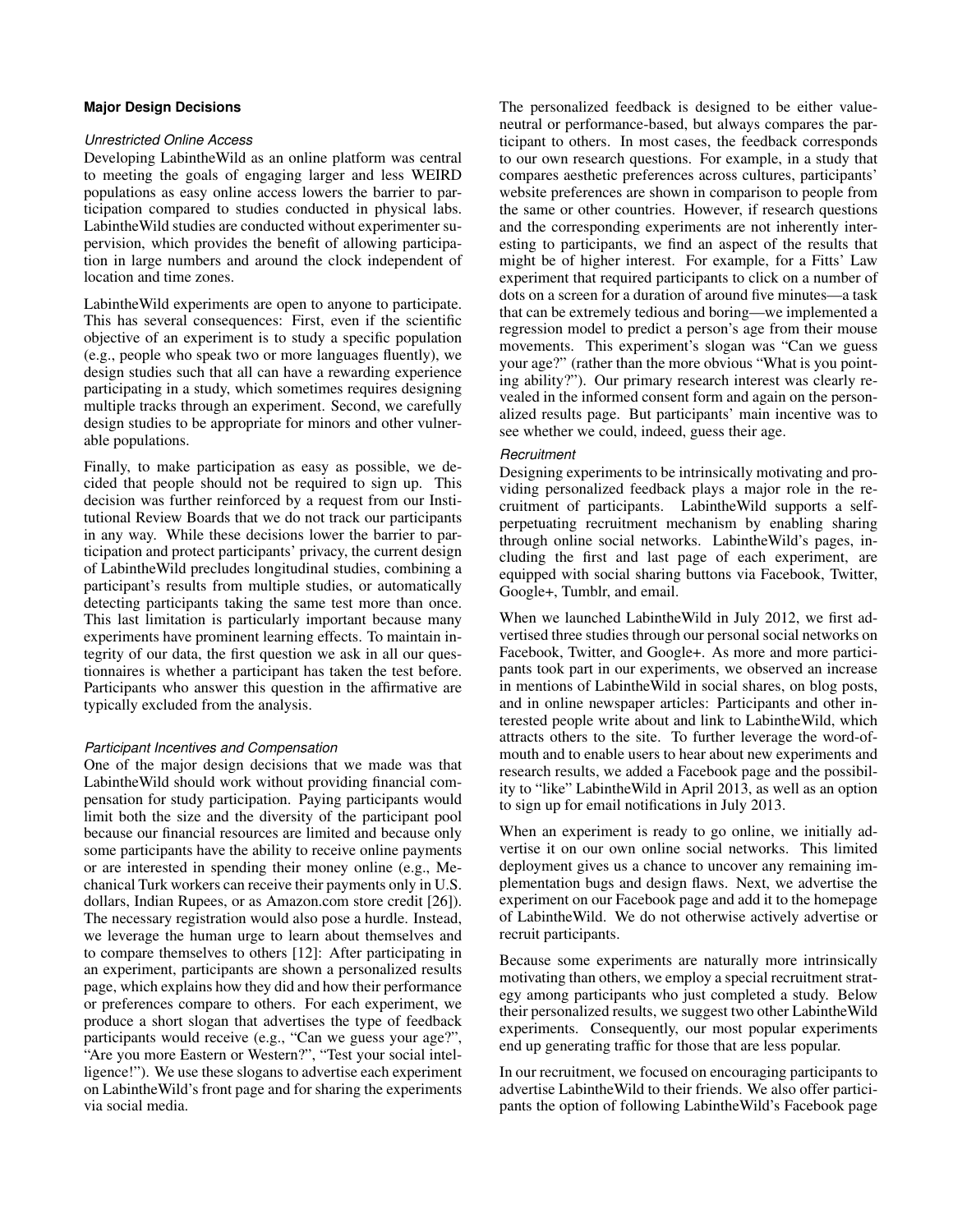### Major Design Decisions

#### *Unrestricted Online Access*

Developing LabintheWild as an online platform was central to meeting the goals of engaging larger and less WEIRD populations as easy online access lowers the barrier to participation compared to studies conducted in physical labs. LabintheWild studies are conducted without experimenter supervision, which provides the benefit of allowing participation in large numbers and around the clock independent of location and time zones.

LabintheWild experiments are open to anyone to participate. This has several consequences: First, even if the scientific objective of an experiment is to study a specific population (e.g., people who speak two or more languages fluently), we design studies such that all can have a rewarding experience participating in a study, which sometimes requires designing multiple tracks through an experiment. Second, we carefully design studies to be appropriate for minors and other vulnerable populations.

Finally, to make participation as easy as possible, we decided that people should not be required to sign up. This decision was further reinforced by a request from our Institutional Review Boards that we do not track our participants in any way. While these decisions lower the barrier to participation and protect participants' privacy, the current design of LabintheWild precludes longitudinal studies, combining a participant's results from multiple studies, or automatically detecting participants taking the same test more than once. This last limitation is particularly important because many experiments have prominent learning effects. To maintain integrity of our data, the first question we ask in all our questionnaires is whether a participant has taken the test before. Participants who answer this question in the affirmative are typically excluded from the analysis.

#### *Participant Incentives and Compensation*

One of the major design decisions that we made was that LabintheWild should work without providing financial compensation for study participation. Paying participants would limit both the size and the diversity of the participant pool because our financial resources are limited and because only some participants have the ability to receive online payments or are interested in spending their money online (e.g., Mechanical Turk workers can receive their payments only in U.S. dollars, Indian Rupees, or as Amazon.com store credit [26]). The necessary registration would also pose a hurdle. Instead, we leverage the human urge to learn about themselves and to compare themselves to others [12]: After participating in an experiment, participants are shown a personalized results page, which explains how they did and how their performance or preferences compare to others. For each experiment, we produce a short slogan that advertises the type of feedback participants would receive (e.g., "Can we guess your age?", "Are you more Eastern or Western?", "Test your social intelligence!"). We use these slogans to advertise each experiment on LabintheWild's front page and for sharing the experiments via social media.

The personalized feedback is designed to be either value-neutral or performance-based, but always compares the participant to others. In most cases, the feedback corresponds to our own research questions. For example, in a study that compares aesthetic preferences across cultures, participants' website preferences are shown in comparison to people from the same or other countries. However, if research questions and the corresponding experiments are not inherently interesting to participants, we find an aspect of the results that might be of higher interest. For example, for a Fitts' Law experiment that required participants to click on a number of dots on a screen for a duration of around five minutes—a task that can be extremely tedious and boring—we implemented a regression model to predict a person's age from their mouse movements. This experiment's slogan was "Can we guess your age?" (rather than the more obvious "What is you pointing ability?"). Our primary research interest was clearly revealed in the informed consent form and again on the personalized results page. But participants' main incentive was to see whether we could, indeed, guess their age.

#### *Recruitment*

Designing experiments to be intrinsically motivating and providing personalized feedback plays a major role in the recruitment of participants. LabintheWild supports a self-perpetuating recruitment mechanism by enabling sharing through online social networks. LabintheWild's pages, including the first and last page of each experiment, are equipped with social sharing buttons via Facebook, Twitter, Google+, Tumblr, and email.

When we launched LabintheWild in July 2012, we first advertised three studies through our personal social networks on Facebook, Twitter, and Google+. As more and more participants took part in our experiments, we observed an increase in mentions of LabintheWild in social shares, on blog posts, and in online newspaper articles: Participants and other interested people write about and link to LabintheWild, which attracts others to the site. To further leverage the word-of-mouth and to enable users to hear about new experiments and research results, we added a Facebook page and the possibility to "like" LabintheWild in April 2013, as well as an option to sign up for email notifications in July 2013.

When an experiment is ready to go online, we initially advertise it on our own online social networks. This limited deployment gives us a chance to uncover any remaining implementation bugs and design flaws. Next, we advertise the experiment on our Facebook page and add it to the homepage of LabintheWild. We do not otherwise actively advertise or recruit participants.

Because some experiments are naturally more intrinsically motivating than others, we employ a special recruitment strategy among participants who just completed a study. Below their personalized results, we suggest two other LabintheWild experiments. Consequently, our most popular experiments end up generating traffic for those that are less popular.

In our recruitment, we focused on encouraging participants to advertise LabintheWild to their friends. We also offer participants the option of following LabintheWild's Facebook page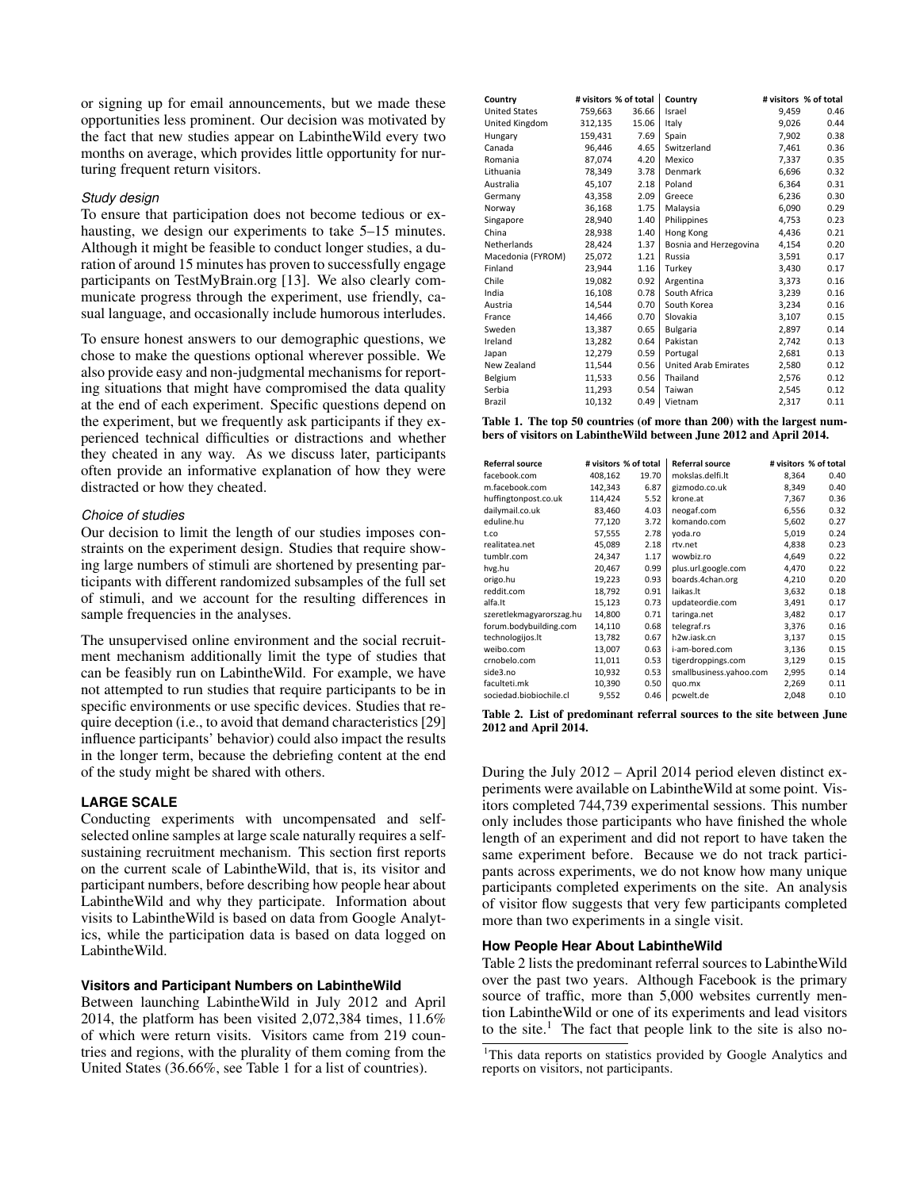or signing up for email announcements, but we made these opportunities less prominent. Our decision was motivated by the fact that new studies appear on LabintheWild every two months on average, which provides little opportunity for nurturing frequent return visitors.

*Study design*

To ensure that participation does not become tedious or exhausting, we design our experiments to take 5–15 minutes. Although it might be feasible to conduct longer studies, a duration of around 15 minutes has proven to successfully engage participants on TestMyBrain.org [13]. We also clearly communicate progress through the experiment, use friendly, casual language, and occasionally include humorous interludes.

To ensure honest answers to our demographic questions, we chose to make the questions optional wherever possible. We also provide easy and non-judgmental mechanisms for reporting situations that might have compromised the data quality at the end of each experiment. Specific questions depend on the experiment, but we frequently ask participants if they experienced technical difficulties or distractions and whether they cheated in any way. As we discuss later, participants often provide an informative explanation of how they were distracted or how they cheated.

*Choice of studies*

Our decision to limit the length of our studies imposes constraints on the experiment design. Studies that require showing large numbers of stimuli are shortened by presenting participants with different randomized subsamples of the full set of stimuli, and we account for the resulting differences in sample frequencies in the analyses.

The unsupervised online environment and the social recruitment mechanism additionally limit the type of studies that can be feasibly run on LabintheWild. For example, we have not attempted to run studies that require participants to be in specific environments or use specific devices. Studies that require deception (i.e., to avoid that demand characteristics [29] influence participants' behavior) could also impact the results in the longer term, because the debriefing content at the end of the study might be shared with others.

## LARGE SCALE

Conducting experiments with uncompensated and self-selected online samples at large scale naturally requires a self-sustaining recruitment mechanism. This section first reports on the current scale of LabintheWild, that is, its visitor and participant numbers, before describing how people hear about LabintheWild and why they participate. Information about visits to LabintheWild is based on data from Google Analytics, while the participation data is based on data logged on LabintheWild.

### Visitors and Participant Numbers on LabintheWild

Between launching LabintheWild in July 2012 and April 2014, the platform has been visited 2,072,384 times, 11.6% of which were return visits. Visitors came from 219 countries and regions, with the plurality of them coming from the United States (36.66%, see Table 1 for a list of countries).

| Country | # visitors | % of total | Country | # visitors | % of total |
|---|---|---|---|---|---|
| United States | 759,663 | 36.66 | Israel | 9,459 | 0.46 |
| United Kingdom | 312,135 | 15.06 | Italy | 9,026 | 0.44 |
| Hungary | 159,431 | 7.69 | Spain | 7,902 | 0.38 |
| Canada | 96,446 | 4.65 | Switzerland | 7,461 | 0.36 |
| Romania | 87,074 | 4.20 | Mexico | 7,337 | 0.35 |
| Lithuania | 78,349 | 3.78 | Denmark | 6,696 | 0.32 |
| Australia | 45,107 | 2.18 | Poland | 6,364 | 0.31 |
| Germany | 43,358 | 2.09 | Greece | 6,236 | 0.30 |
| Norway | 36,168 | 1.75 | Malaysia | 6,090 | 0.29 |
| Singapore | 28,940 | 1.40 | Philippines | 4,753 | 0.23 |
| China | 28,938 | 1.40 | Hong Kong | 4,436 | 0.21 |
| Netherlands | 28,424 | 1.37 | Bosnia and Herzegovina | 4,154 | 0.20 |
| Macedonia (FYROM) | 25,072 | 1.21 | Russia | 3,591 | 0.17 |
| Finland | 23,944 | 1.16 | Turkey | 3,430 | 0.17 |
| Chile | 19,082 | 0.92 | Argentina | 3,373 | 0.16 |
| India | 16,108 | 0.78 | South Africa | 3,239 | 0.16 |
| Austria | 14,544 | 0.70 | South Korea | 3,234 | 0.16 |
| France | 14,466 | 0.70 | Slovakia | 3,107 | 0.15 |
| Sweden | 13,387 | 0.65 | Bulgaria | 2,897 | 0.14 |
| Ireland | 13,282 | 0.64 | Pakistan | 2,742 | 0.13 |
| Japan | 12,279 | 0.59 | Portugal | 2,681 | 0.13 |
| New Zealand | 11,544 | 0.56 | United Arab Emirates | 2,580 | 0.12 |
| Belgium | 11,533 | 0.56 | Thailand | 2,576 | 0.12 |
| Serbia | 11,293 | 0.54 | Taiwan | 2,545 | 0.12 |
| Brazil | 10,132 | 0.49 | Vietnam | 2,317 | 0.11 |

**Table 1. The top 50 countries (of more than 200) with the largest numbers of visitors on LabintheWild between June 2012 and April 2014.**

| Referral source | # visitors | % of total | Referral source | # visitors | % of total |
|---|---|---|---|---|---|
| facebook.com | 408,162 | 19.70 | mokslas.delfi.lt | 8,364 | 0.40 |
| m.facebook.com | 142,343 | 6.87 | gizmodo.co.uk | 8,349 | 0.40 |
| huffingtonpost.co.uk | 114,424 | 5.52 | krone.at | 7,367 | 0.36 |
| dailymail.co.uk | 83,460 | 4.03 | neogaf.com | 6,556 | 0.32 |
| eduline.hu | 77,120 | 3.72 | komando.com | 5,602 | 0.27 |
| t.co | 57,555 | 2.78 | yoda.ro | 5,019 | 0.24 |
| realitatea.net | 45,089 | 2.18 | rtv.net | 4,838 | 0.23 |
| tumblr.com | 24,347 | 1.17 | wowbiz.ro | 4,649 | 0.22 |
| hvg.hu | 20,467 | 0.99 | plus.url.google.com | 4,470 | 0.22 |
| origo.hu | 19,223 | 0.93 | boards.4chan.org | 4,210 | 0.20 |
| reddit.com | 18,792 | 0.91 | laikas.lt | 3,632 | 0.18 |
| alfa.lt | 15,123 | 0.73 | updateordie.com | 3,491 | 0.17 |
| szeretlekmagyarorszag.hu | 14,800 | 0.71 | taringa.net | 3,482 | 0.17 |
| forum.bodybuilding.com | 14,110 | 0.68 | telegraf.rs | 3,376 | 0.16 |
| technologijos.lt | 13,782 | 0.67 | h2w.iask.cn | 3,137 | 0.15 |
| weibo.com | 13,007 | 0.63 | i-am-bored.com | 3,136 | 0.15 |
| crnobelo.com | 11,011 | 0.53 | tigerdroppings.com | 3,129 | 0.15 |
| side3.no | 10,932 | 0.53 | smallbusiness.yahoo.com | 2,995 | 0.14 |
| faculteti.mk | 10,390 | 0.50 | quo.mx | 2,269 | 0.11 |
| sociedad.biobiochile.cl | 9,552 | 0.46 | pcwelt.de | 2,048 | 0.10 |

**Table 2. List of predominant referral sources to the site between June 2012 and April 2014.**

During the July 2012 – April 2014 period eleven distinct experiments were available on LabintheWild at some point. Visitors completed 744,739 experimental sessions. This number only includes those participants who have finished the whole length of an experiment and did not report to have taken the same experiment before. Because we do not track participants across experiments, we do not know how many unique participants completed experiments on the site. An analysis of visitor flow suggests that very few participants completed more than two experiments in a single visit.

### How People Hear About LabintheWild

Table 2 lists the predominant referral sources to LabintheWild over the past two years. Although Facebook is the primary source of traffic, more than 5,000 websites currently mention LabintheWild or one of its experiments and lead visitors to the site.[1] The fact that people link to the site is also no-

[1]This data reports on statistics provided by Google Analytics and reports on visitors, not participants.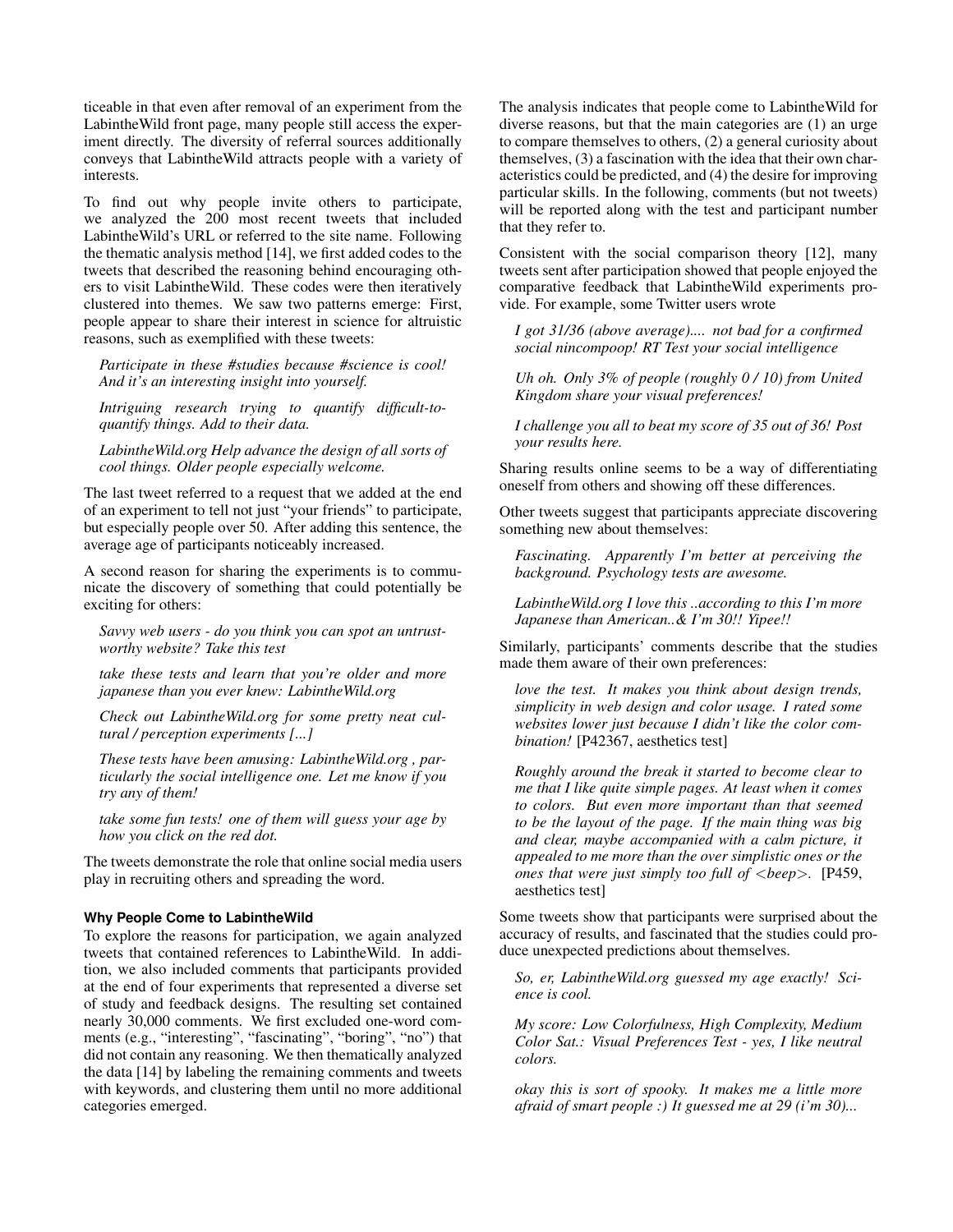ticeable in that even after removal of an experiment from the LabintheWild front page, many people still access the experiment directly. The diversity of referral sources additionally conveys that LabintheWild attracts people with a variety of interests.

To find out why people invite others to participate, we analyzed the 200 most recent tweets that included LabintheWild's URL or referred to the site name. Following the thematic analysis method [14], we first added codes to the tweets that described the reasoning behind encouraging others to visit LabintheWild. These codes were then iteratively clustered into themes. We saw two patterns emerge: First, people appear to share their interest in science for altruistic reasons, such as exemplified with these tweets:

*Participate in these #studies because #science is cool! And it's an interesting insight into yourself.*

*Intriguing research trying to quantify difficult-to-quantify things. Add to their data.*

*LabintheWild.org Help advance the design of all sorts of cool things. Older people especially welcome.*

The last tweet referred to a request that we added at the end of an experiment to tell not just "your friends" to participate, but especially people over 50. After adding this sentence, the average age of participants noticeably increased.

A second reason for sharing the experiments is to communicate the discovery of something that could potentially be exciting for others:

*Savvy web users - do you think you can spot an untrustworthy website? Take this test*

*take these tests and learn that you're older and more japanese than you ever knew: LabintheWild.org*

*Check out LabintheWild.org for some pretty neat cultural / perception experiments [...]*

*These tests have been amusing: LabintheWild.org , particularly the social intelligence one. Let me know if you try any of them!*

*take some fun tests! one of them will guess your age by how you click on the red dot.*

The tweets demonstrate the role that online social media users play in recruiting others and spreading the word.

#### Why People Come to LabintheWild

To explore the reasons for participation, we again analyzed tweets that contained references to LabintheWild. In addition, we also included comments that participants provided at the end of four experiments that represented a diverse set of study and feedback designs. The resulting set contained nearly 30,000 comments. We first excluded one-word comments (e.g., "interesting", "fascinating", "boring", "no") that did not contain any reasoning. We then thematically analyzed the data [14] by labeling the remaining comments and tweets with keywords, and clustering them until no more additional categories emerged.

The analysis indicates that people come to LabintheWild for diverse reasons, but that the main categories are (1) an urge to compare themselves to others, (2) a general curiosity about themselves, (3) a fascination with the idea that their own characteristics could be predicted, and (4) the desire for improving particular skills. In the following, comments (but not tweets) will be reported along with the test and participant number that they refer to.

Consistent with the social comparison theory [12], many tweets sent after participation showed that people enjoyed the comparative feedback that LabintheWild experiments provide. For example, some Twitter users wrote

*I got 31/36 (above average).... not bad for a confirmed social nincompoop! RT Test your social intelligence*

*Uh oh. Only 3% of people (roughly 0 / 10) from United Kingdom share your visual preferences!*

*I challenge you all to beat my score of 35 out of 36! Post your results here.*

Sharing results online seems to be a way of differentiating oneself from others and showing off these differences.

Other tweets suggest that participants appreciate discovering something new about themselves:

*Fascinating. Apparently I'm better at perceiving the background. Psychology tests are awesome.*

*LabintheWild.org I love this ..according to this I'm more Japanese than American..& I'm 30!! Yipee!!*

Similarly, participants' comments describe that the studies made them aware of their own preferences:

*love the test. It makes you think about design trends, simplicity in web design and color usage. I rated some websites lower just because I didn't like the color combination!* [P42367, aesthetics test]

*Roughly around the break it started to become clear to me that I like quite simple pages. At least when it comes to colors. But even more important than that seemed to be the layout of the page. If the main thing was big and clear, maybe accompanied with a calm picture, it appealed to me more than the over simplistic ones or the ones that were just simply too full of <beep>.* [P459, aesthetics test]

Some tweets show that participants were surprised about the accuracy of results, and fascinated that the studies could produce unexpected predictions about themselves.

*So, er, LabintheWild.org guessed my age exactly! Science is cool.*

*My score: Low Colorfulness, High Complexity, Medium Color Sat.: Visual Preferences Test - yes, I like neutral colors.*

*okay this is sort of spooky. It makes me a little more afraid of smart people :) It guessed me at 29 (i'm 30)...*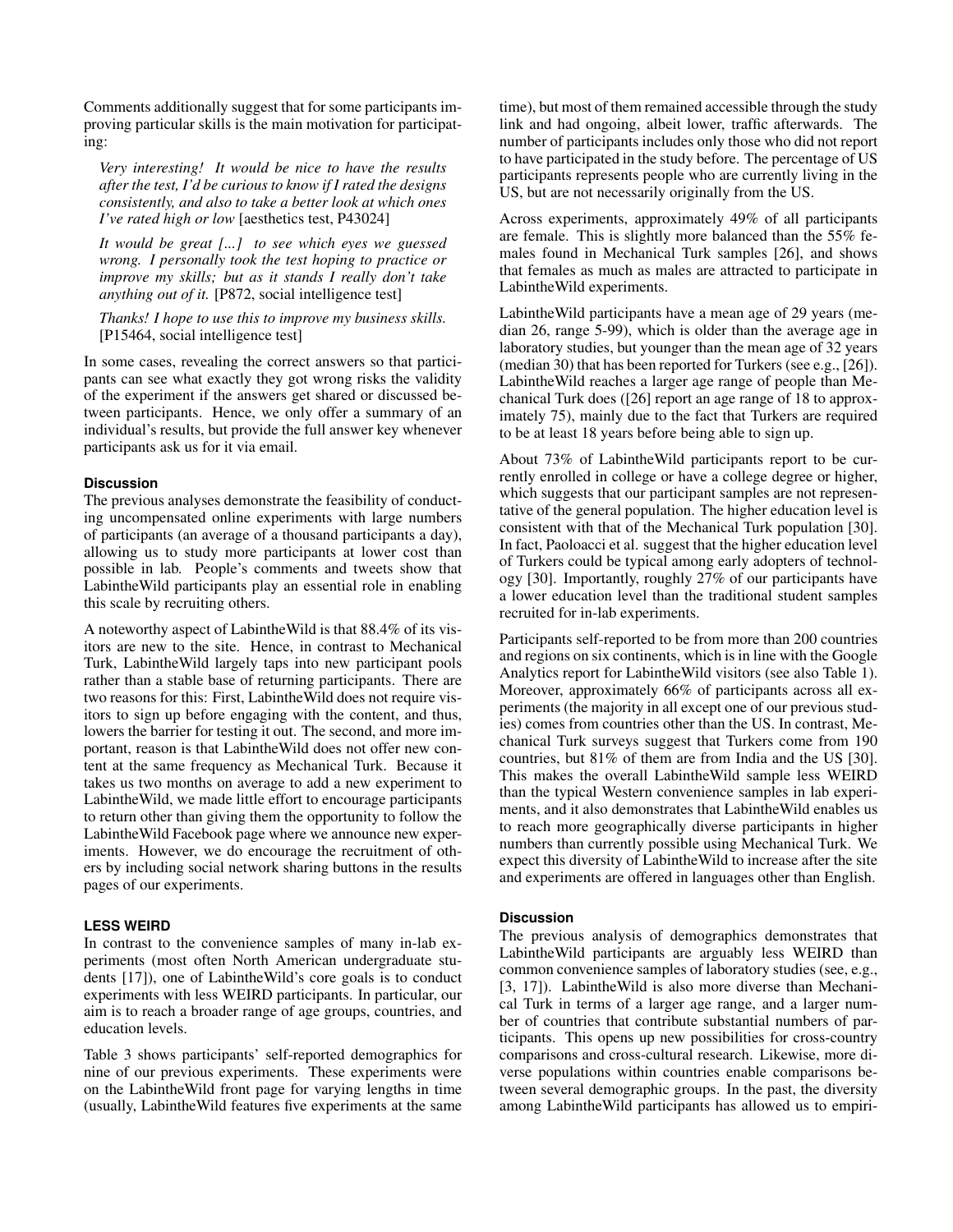Comments additionally suggest that for some participants improving particular skills is the main motivation for participating:

> *Very interesting! It would be nice to have the results after the test, I'd be curious to know if I rated the designs consistently, and also to take a better look at which ones I've rated high or low* [aesthetics test, P43024]

> *It would be great [...] to see which eyes we guessed wrong. I personally took the test hoping to practice or improve my skills; but as it stands I really don't take anything out of it.* [P872, social intelligence test]

> *Thanks! I hope to use this to improve my business skills.* [P15464, social intelligence test]

In some cases, revealing the correct answers so that participants can see what exactly they got wrong risks the validity of the experiment if the answers get shared or discussed between participants. Hence, we only offer a summary of an individual's results, but provide the full answer key whenever participants ask us for it via email.

#### Discussion

The previous analyses demonstrate the feasibility of conducting uncompensated online experiments with large numbers of participants (an average of a thousand participants a day), allowing us to study more participants at lower cost than possible in lab. People's comments and tweets show that LabintheWild participants play an essential role in enabling this scale by recruiting others.

A noteworthy aspect of LabintheWild is that 88.4% of its visitors are new to the site. Hence, in contrast to Mechanical Turk, LabintheWild largely taps into new participant pools rather than a stable base of returning participants. There are two reasons for this: First, LabintheWild does not require visitors to sign up before engaging with the content, and thus, lowers the barrier for testing it out. The second, and more important, reason is that LabintheWild does not offer new content at the same frequency as Mechanical Turk. Because it takes us two months on average to add a new experiment to LabintheWild, we made little effort to encourage participants to return other than giving them the opportunity to follow the LabintheWild Facebook page where we announce new experiments. However, we do encourage the recruitment of others by including social network sharing buttons in the results pages of our experiments.

### LESS WEIRD

In contrast to the convenience samples of many in-lab experiments (most often North American undergraduate students [17]), one of LabintheWild's core goals is to conduct experiments with less WEIRD participants. In particular, our aim is to reach a broader range of age groups, countries, and education levels.

Table 3 shows participants' self-reported demographics for nine of our previous experiments. These experiments were on the LabintheWild front page for varying lengths in time (usually, LabintheWild features five experiments at the same time), but most of them remained accessible through the study link and had ongoing, albeit lower, traffic afterwards. The number of participants includes only those who did not report to have participated in the study before. The percentage of US participants represents people who are currently living in the US, but are not necessarily originally from the US.

Across experiments, approximately 49% of all participants are female. This is slightly more balanced than the 55% females found in Mechanical Turk samples [26], and shows that females as much as males are attracted to participate in LabintheWild experiments.

LabintheWild participants have a mean age of 29 years (median 26, range 5-99), which is older than the average age in laboratory studies, but younger than the mean age of 32 years (median 30) that has been reported for Turkers (see e.g., [26]). LabintheWild reaches a larger age range of people than Mechanical Turk does ([26] report an age range of 18 to approximately 75), mainly due to the fact that Turkers are required to be at least 18 years before being able to sign up.

About 73% of LabintheWild participants report to be currently enrolled in college or have a college degree or higher, which suggests that our participant samples are not representative of the general population. The higher education level is consistent with that of the Mechanical Turk population [30]. In fact, Paoloacci et al. suggest that the higher education level of Turkers could be typical among early adopters of technology [30]. Importantly, roughly 27% of our participants have a lower education level than the traditional student samples recruited for in-lab experiments.

Participants self-reported to be from more than 200 countries and regions on six continents, which is in line with the Google Analytics report for LabintheWild visitors (see also Table 1). Moreover, approximately 66% of participants across all experiments (the majority in all except one of our previous studies) comes from countries other than the US. In contrast, Mechanical Turk surveys suggest that Turkers come from 190 countries, but 81% of them are from India and the US [30]. This makes the overall LabintheWild sample less WEIRD than the typical Western convenience samples in lab experiments, and it also demonstrates that LabintheWild enables us to reach more geographically diverse participants in higher numbers than currently possible using Mechanical Turk. We expect this diversity of LabintheWild to increase after the site and experiments are offered in languages other than English.

#### Discussion

The previous analysis of demographics demonstrates that LabintheWild participants are arguably less WEIRD than common convenience samples of laboratory studies (see, e.g., [3, 17]). LabintheWild is also more diverse than Mechanical Turk in terms of a larger age range, and a larger number of countries that contribute substantial numbers of participants. This opens up new possibilities for cross-country comparisons and cross-cultural research. Likewise, more diverse populations within countries enable comparisons between several demographic groups. In the past, the diversity among LabintheWild participants has allowed us to empiri-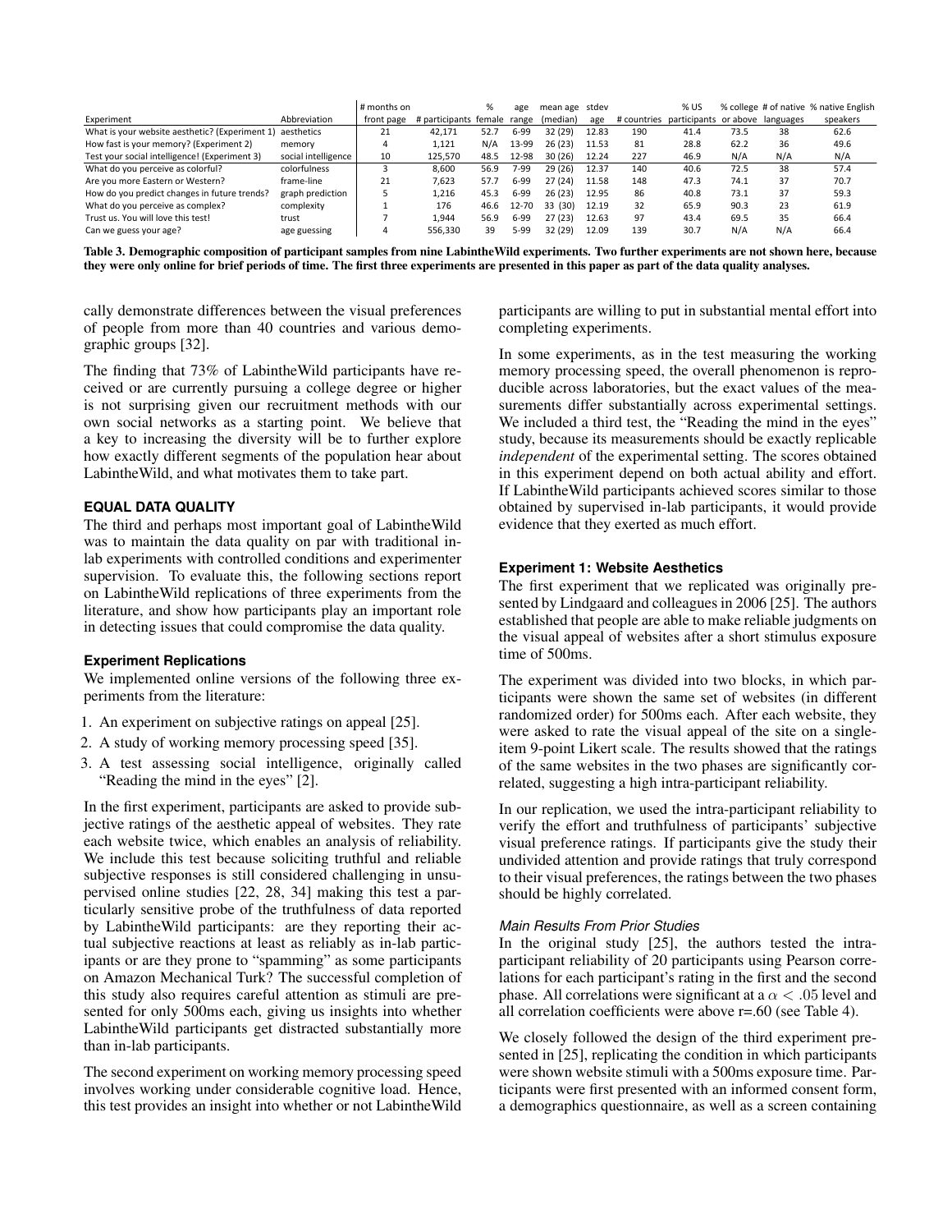| Experiment | Abbreviation | # months on front page | # participants | % female | age range | mean age (median) | stdev age | # countries | % US participants | % college or above | # of native languages | % native English speakers |
|---|---|---|---|---|---|---|---|---|---|---|---|---|
| What is your website aesthetic? (Experiment 1) | aesthetics | 21 | 42,171 | 52.7 | 6-99 | 32 (29) | 12.83 | 190 | 41.4 | 73.5 | 38 | 62.6 |
| How fast is your memory? (Experiment 2) | memory | 4 | 1,121 | N/A | 13-99 | 26 (23) | 11.53 | 81 | 28.8 | 62.2 | 36 | 49.6 |
| Test your social intelligence! (Experiment 3) | social intelligence | 10 | 125,570 | 48.5 | 12-98 | 30 (26) | 12.24 | 227 | 46.9 | N/A | N/A | N/A |
| What do you perceive as colorful? | colorfulness | 3 | 8,600 | 56.9 | 7-99 | 29 (26) | 12.37 | 140 | 40.6 | 72.5 | 38 | 57.4 |
| Are you more Eastern or Western? | frame-line | 21 | 7,623 | 57.7 | 6-99 | 27 (24) | 11.58 | 148 | 47.3 | 74.1 | 37 | 70.7 |
| How do you predict changes in future trends? | graph prediction | 5 | 1,216 | 45.3 | 6-99 | 26 (23) | 12.95 | 86 | 40.8 | 73.1 | 37 | 59.3 |
| What do you perceive as complex? | complexity | 1 | 176 | 46.6 | 12-70 | 33 (30) | 12.19 | 32 | 65.9 | 90.3 | 23 | 61.9 |
| Trust us. You will love this test! | trust | 7 | 1,944 | 56.9 | 6-99 | 27 (23) | 12.63 | 97 | 43.4 | 69.5 | 35 | 66.4 |
| Can we guess your age? | age guessing | 4 | 556,330 | 39 | 5-99 | 32 (29) | 12.09 | 139 | 30.7 | N/A | N/A | 66.4 |

**Table 3. Demographic composition of participant samples from nine LabintheWild experiments. Two further experiments are not shown here, because they were only online for brief periods of time. The first three experiments are presented in this paper as part of the data quality analyses.**

cally demonstrate differences between the visual preferences of people from more than 40 countries and various demographic groups [32].

The finding that 73% of LabintheWild participants have received or are currently pursuing a college degree or higher is not surprising given our recruitment methods with our own social networks as a starting point. We believe that a key to increasing the diversity will be to further explore how exactly different segments of the population hear about LabintheWild, and what motivates them to take part.

### EQUAL DATA QUALITY

The third and perhaps most important goal of LabintheWild was to maintain the data quality on par with traditional in-lab experiments with controlled conditions and experimenter supervision. To evaluate this, the following sections report on LabintheWild replications of three experiments from the literature, and show how participants play an important role in detecting issues that could compromise the data quality.

#### Experiment Replications

We implemented online versions of the following three experiments from the literature:

1. An experiment on subjective ratings on appeal [25].
2. A study of working memory processing speed [35].
3. A test assessing social intelligence, originally called "Reading the mind in the eyes" [2].

In the first experiment, participants are asked to provide subjective ratings of the aesthetic appeal of websites. They rate each website twice, which enables an analysis of reliability. We include this test because soliciting truthful and reliable subjective responses is still considered challenging in unsupervised online studies [22, 28, 34] making this test a particularly sensitive probe of the truthfulness of data reported by LabintheWild participants: are they reporting their actual subjective reactions at least as reliably as in-lab participants or are they prone to "spamming" as some participants on Amazon Mechanical Turk? The successful completion of this study also requires careful attention as stimuli are presented for only 500ms each, giving us insights into whether LabintheWild participants get distracted substantially more than in-lab participants.

The second experiment on working memory processing speed involves working under considerable cognitive load. Hence, this test provides an insight into whether or not LabintheWild participants are willing to put in substantial mental effort into completing experiments.

In some experiments, as in the test measuring the working memory processing speed, the overall phenomenon is reproducible across laboratories, but the exact values of the measurements differ substantially across experimental settings. We included a third test, the "Reading the mind in the eyes" study, because its measurements should be exactly replicable *independent* of the experimental setting. The scores obtained in this experiment depend on both actual ability and effort. If LabintheWild participants achieved scores similar to those obtained by supervised in-lab participants, it would provide evidence that they exerted as much effort.

#### Experiment 1: Website Aesthetics

The first experiment that we replicated was originally presented by Lindgaard and colleagues in 2006 [25]. The authors established that people are able to make reliable judgments on the visual appeal of websites after a short stimulus exposure time of 500ms.

The experiment was divided into two blocks, in which participants were shown the same set of websites (in different randomized order) for 500ms each. After each website, they were asked to rate the visual appeal of the site on a single-item 9-point Likert scale. The results showed that the ratings of the same websites in the two phases are significantly correlated, suggesting a high intra-participant reliability.

In our replication, we used the intra-participant reliability to verify the effort and truthfulness of participants' subjective visual preference ratings. If participants give the study their undivided attention and provide ratings that truly correspond to their visual preferences, the ratings between the two phases should be highly correlated.

*Main Results From Prior Studies*

In the original study [25], the authors tested the intra-participant reliability of 20 participants using Pearson correlations for each participant's rating in the first and the second phase. All correlations were significant at a $\alpha < .05$ level and all correlation coefficients were above r=.60 (see Table 4).

We closely followed the design of the third experiment presented in [25], replicating the condition in which participants were shown website stimuli with a 500ms exposure time. Participants were first presented with an informed consent form, a demographics questionnaire, as well as a screen containing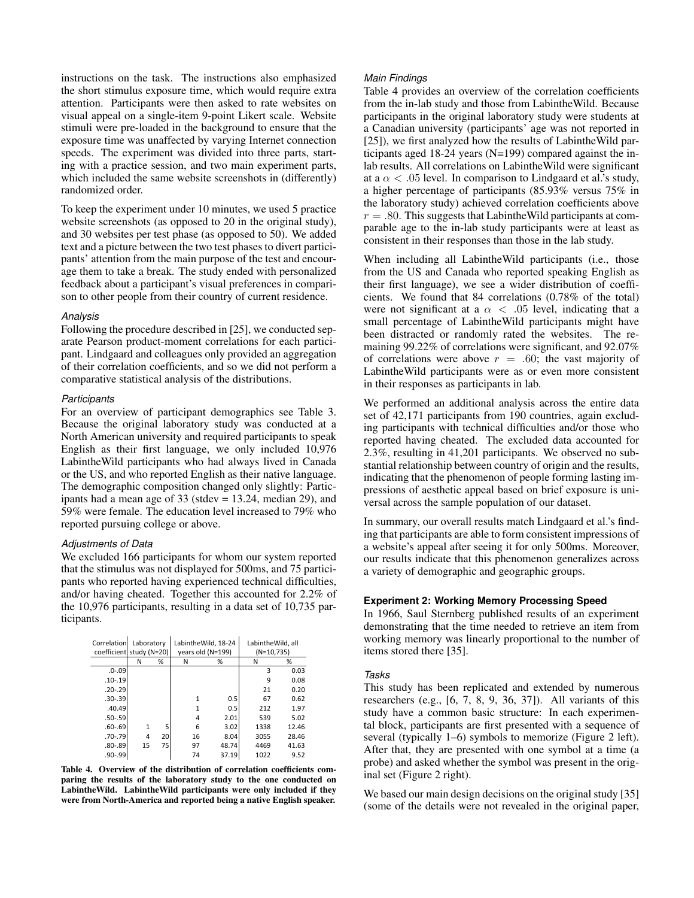instructions on the task. The instructions also emphasized the short stimulus exposure time, which would require extra attention. Participants were then asked to rate websites on visual appeal on a single-item 9-point Likert scale. Website stimuli were pre-loaded in the background to ensure that the exposure time was unaffected by varying Internet connection speeds. The experiment was divided into three parts, starting with a practice session, and two main experiment parts, which included the same website screenshots in (differently) randomized order.

To keep the experiment under 10 minutes, we used 5 practice website screenshots (as opposed to 20 in the original study), and 30 websites per test phase (as opposed to 50). We added text and a picture between the two test phases to divert participants' attention from the main purpose of the test and encourage them to take a break. The study ended with personalized feedback about a participant's visual preferences in comparison to other people from their country of current residence.

#### *Analysis*

Following the procedure described in [25], we conducted separate Pearson product-moment correlations for each participant. Lindgaard and colleagues only provided an aggregation of their correlation coefficients, and so we did not perform a comparative statistical analysis of the distributions.

#### *Participants*

For an overview of participant demographics see Table 3. Because the original laboratory study was conducted at a North American university and required participants to speak English as their first language, we only included 10,976 LabintheWild participants who had always lived in Canada or the US, and who reported English as their native language. The demographic composition changed only slightly: Participants had a mean age of 33 (stdev = 13.24, median 29), and 59% were female. The education level increased to 79% who reported pursuing college or above.

#### *Adjustments of Data*

We excluded 166 participants for whom our system reported that the stimulus was not displayed for 500ms, and 75 participants who reported having experienced technical difficulties, and/or having cheated. Together this accounted for 2.2% of the 10,976 participants, resulting in a data set of 10,735 participants.

| Correlation coefficient | Laboratory study (N=20) | | LabintheWild, 18-24 years old (N=199) | | LabintheWild, all (N=10,735) | |
|---|---|---|---|---|---|---|
| | N | % | N | % | N | % |
| .0-.09 | | | | | 3 | 0.03 |
| .10-.19 | | | | | 9 | 0.08 |
| .20-.29 | | | | | 21 | 0.20 |
| .30-.39 | | | 1 | 0.5 | 67 | 0.62 |
| .40.49 | | | 1 | 0.5 | 212 | 1.97 |
| .50-.59 | | | 4 | 2.01 | 539 | 5.02 |
| .60-.69 | 1 | 5 | 6 | 3.02 | 1338 | 12.46 |
| .70-.79 | 4 | 20 | 16 | 8.04 | 3055 | 28.46 |
| .80-.89 | 15 | 75 | 97 | 48.74 | 4469 | 41.63 |
| .90-.99 | | | 74 | 37.19 | 1022 | 9.52 |

**Table 4. Overview of the distribution of correlation coefficients comparing the results of the laboratory study to the one conducted on LabintheWild. LabintheWild participants were only included if they were from North-America and reported being a native English speaker.**

#### *Main Findings*

Table 4 provides an overview of the correlation coefficients from the in-lab study and those from LabintheWild. Because participants in the original laboratory study were students at a Canadian university (participants' age was not reported in [25]), we first analyzed how the results of LabintheWild participants aged 18-24 years (N=199) compared against the in-lab results. All correlations on LabintheWild were significant at a $\alpha < .05$ level. In comparison to Lindgaard et al.'s study, a higher percentage of participants (85.93% versus 75% in the laboratory study) achieved correlation coefficients above $r = .80$. This suggests that LabintheWild participants at comparable age to the in-lab study participants were at least as consistent in their responses than those in the lab study.

When including all LabintheWild participants (i.e., those from the US and Canada who reported speaking English as their first language), we see a wider distribution of coefficients. We found that 84 correlations (0.78% of the total) were not significant at a $\alpha < .05$ level, indicating that a small percentage of LabintheWild participants might have been distracted or randomly rated the websites. The remaining 99.22% of correlations were significant, and 92.07% of correlations were above $r = .60$; the vast majority of LabintheWild participants were as or even more consistent in their responses as participants in lab.

We performed an additional analysis across the entire data set of 42,171 participants from 190 countries, again excluding participants with technical difficulties and/or those who reported having cheated. The excluded data accounted for 2.3%, resulting in 41,201 participants. We observed no substantial relationship between country of origin and the results, indicating that the phenomenon of people forming lasting impressions of aesthetic appeal based on brief exposure is universal across the sample population of our dataset.

In summary, our overall results match Lindgaard et al.'s finding that participants are able to form consistent impressions of a website's appeal after seeing it for only 500ms. Moreover, our results indicate that this phenomenon generalizes across a variety of demographic and geographic groups.

### **Experiment 2: Working Memory Processing Speed**

In 1966, Saul Sternberg published results of an experiment demonstrating that the time needed to retrieve an item from working memory was linearly proportional to the number of items stored there [35].

#### *Tasks*

This study has been replicated and extended by numerous researchers (e.g., [6, 7, 8, 9, 36, 37]). All variants of this study have a common basic structure: In each experimental block, participants are first presented with a sequence of several (typically 1–6) symbols to memorize (Figure 2 left). After that, they are presented with one symbol at a time (a probe) and asked whether the symbol was present in the original set (Figure 2 right).

We based our main design decisions on the original study [35] (some of the details were not revealed in the original paper,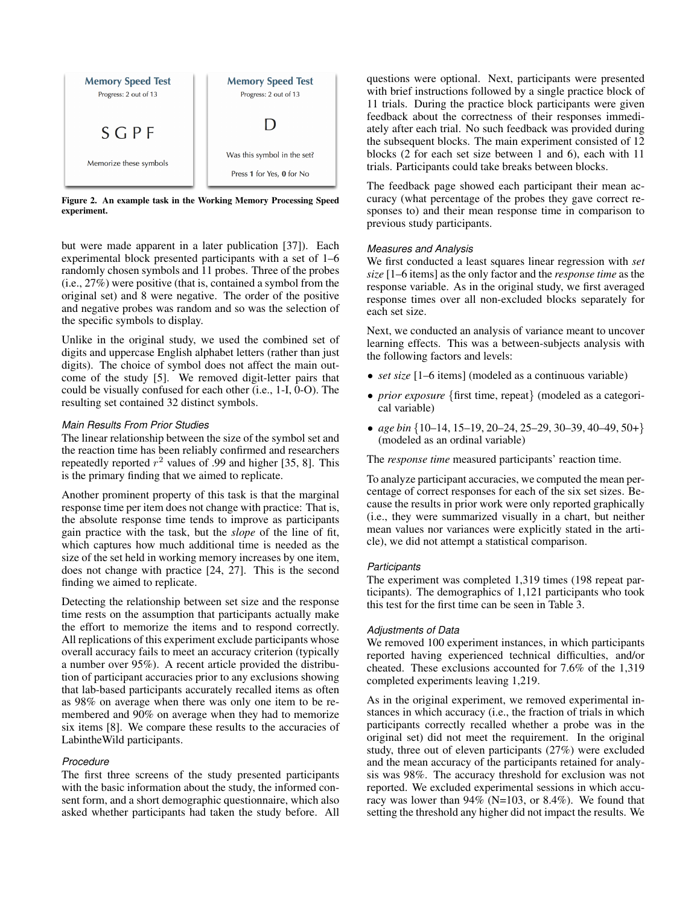Memory Speed Test
Progress: 2 out of 13

S G P F

Memorize these symbols

Memory Speed Test
Progress: 2 out of 13

D

Was this symbol in the set?

Press **1** for Yes, **0** for No

**Figure 2. An example task in the Working Memory Processing Speed experiment.**

but were made apparent in a later publication [37]). Each experimental block presented participants with a set of 1–6 randomly chosen symbols and 11 probes. Three of the probes (i.e., 27%) were positive (that is, contained a symbol from the original set) and 8 were negative. The order of the positive and negative probes was random and so was the selection of the specific symbols to display.

Unlike in the original study, we used the combined set of digits and uppercase English alphabet letters (rather than just digits). The choice of symbol does not affect the main outcome of the study [5]. We removed digit-letter pairs that could be visually confused for each other (i.e., 1-I, 0-O). The resulting set contained 32 distinct symbols.

### *Main Results From Prior Studies*

The linear relationship between the size of the symbol set and the reaction time has been reliably confirmed and researchers repeatedly reported $r^2$ values of .99 and higher [35, 8]. This is the primary finding that we aimed to replicate.

Another prominent property of this task is that the marginal response time per item does not change with practice: That is, the absolute response time tends to improve as participants gain practice with the task, but the *slope* of the line of fit, which captures how much additional time is needed as the size of the set held in working memory increases by one item, does not change with practice [24, 27]. This is the second finding we aimed to replicate.

Detecting the relationship between set size and the response time rests on the assumption that participants actually make the effort to memorize the items and to respond correctly. All replications of this experiment exclude participants whose overall accuracy fails to meet an accuracy criterion (typically a number over 95%). A recent article provided the distribution of participant accuracies prior to any exclusions showing that lab-based participants accurately recalled items as often as 98% on average when there was only one item to be remembered and 90% on average when they had to memorize six items [8]. We compare these results to the accuracies of LabintheWild participants.

### *Procedure*

The first three screens of the study presented participants with the basic information about the study, the informed consent form, and a short demographic questionnaire, which also asked whether participants had taken the study before. All questions were optional. Next, participants were presented with brief instructions followed by a single practice block of 11 trials. During the practice block participants were given feedback about the correctness of their responses immediately after each trial. No such feedback was provided during the subsequent blocks. The main experiment consisted of 12 blocks (2 for each set size between 1 and 6), each with 11 trials. Participants could take breaks between blocks.

The feedback page showed each participant their mean accuracy (what percentage of the probes they gave correct responses to) and their mean response time in comparison to previous study participants.

### *Measures and Analysis*

We first conducted a least squares linear regression with *set size* [1–6 items] as the only factor and the *response time* as the response variable. As in the original study, we first averaged response times over all non-excluded blocks separately for each set size.

Next, we conducted an analysis of variance meant to uncover learning effects. This was a between-subjects analysis with the following factors and levels:

- *set size* [1–6 items] (modeled as a continuous variable)
- *prior exposure* {first time, repeat} (modeled as a categorical variable)
- *age bin* {10–14, 15–19, 20–24, 25–29, 30–39, 40–49, 50+} (modeled as an ordinal variable)

The *response time* measured participants' reaction time.

To analyze participant accuracies, we computed the mean percentage of correct responses for each of the six set sizes. Because the results in prior work were only reported graphically (i.e., they were summarized visually in a chart, but neither mean values nor variances were explicitly stated in the article), we did not attempt a statistical comparison.

### *Participants*

The experiment was completed 1,319 times (198 repeat participants). The demographics of 1,121 participants who took this test for the first time can be seen in Table 3.

### *Adjustments of Data*

We removed 100 experiment instances, in which participants reported having experienced technical difficulties, and/or cheated. These exclusions accounted for 7.6% of the 1,319 completed experiments leaving 1,219.

As in the original experiment, we removed experimental instances in which accuracy (i.e., the fraction of trials in which participants correctly recalled whether a probe was in the original set) did not meet the requirement. In the original study, three out of eleven participants (27%) were excluded and the mean accuracy of the participants retained for analysis was 98%. The accuracy threshold for exclusion was not reported. We excluded experimental sessions in which accuracy was lower than 94% (N=103, or 8.4%). We found that setting the threshold any higher did not impact the results. We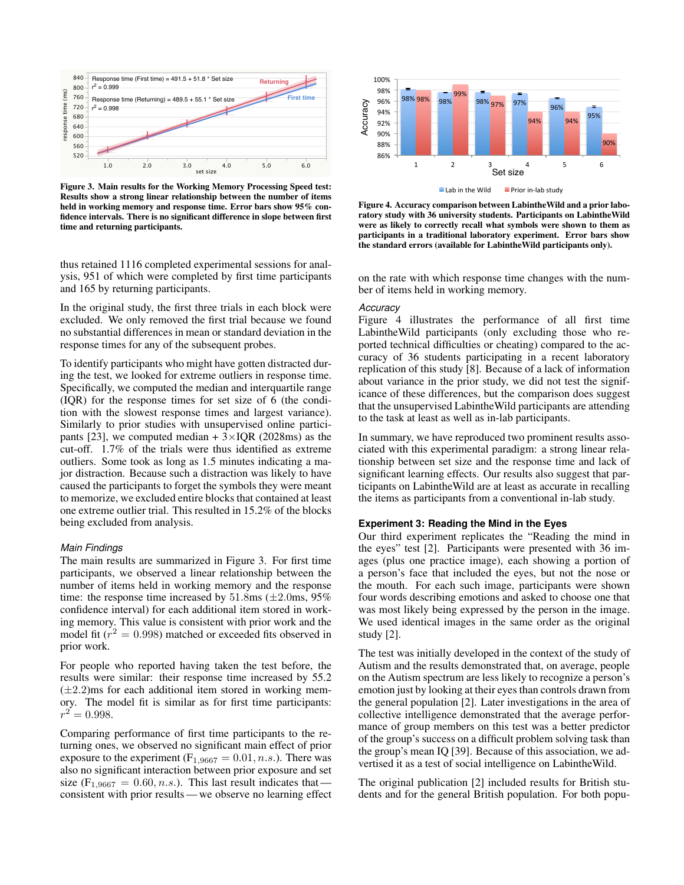Figure 3. Main results for the Working Memory Processing Speed test: Results show a strong linear relationship between the number of items held in working memory and response time. Error bars show 95% confidence intervals. There is no significant difference in slope between first time and returning participants.

Figure 4. Accuracy comparison between LabintheWild and a prior laboratory study with 36 university students. Participants on LabintheWild were as likely to correctly recall what symbols were shown to them as participants in a traditional laboratory experiment. Error bars show the standard errors (available for LabintheWild participants only).

thus retained 1116 completed experimental sessions for analysis, 951 of which were completed by first time participants and 165 by returning participants.

In the original study, the first three trials in each block were excluded. We only removed the first trial because we found no substantial differences in mean or standard deviation in the response times for any of the subsequent probes.

To identify participants who might have gotten distracted during the test, we looked for extreme outliers in response time. Specifically, we computed the median and interquartile range (IQR) for the response times for set size of 6 (the condition with the slowest response times and largest variance). Similarly to prior studies with unsupervised online participants [23], we computed median + 3×IQR (2028ms) as the cut-off. 1.7% of the trials were thus identified as extreme outliers. Some took as long as 1.5 minutes indicating a major distraction. Because such a distraction was likely to have caused the participants to forget the symbols they were meant to memorize, we excluded entire blocks that contained at least one extreme outlier trial. This resulted in 15.2% of the blocks being excluded from analysis.

*Main Findings*

The main results are summarized in Figure 3. For first time participants, we observed a linear relationship between the number of items held in working memory and the response time: the response time increased by 51.8ms (±2.0ms, 95% confidence interval) for each additional item stored in working memory. This value is consistent with prior work and the model fit ($r^2 = 0.998$) matched or exceeded fits observed in prior work.

For people who reported having taken the test before, the results were similar: their response time increased by 55.2 (±2.2)ms for each additional item stored in working memory. The model fit is similar as for first time participants: $r^2 = 0.998$.

Comparing performance of first time participants to the returning ones, we observed no significant main effect of prior exposure to the experiment ($F_{1,9667} = 0.01, n.s.$). There was also no significant interaction between prior exposure and set size ($F_{1,9667} = 0.60, n.s.$). This last result indicates that — consistent with prior results — we observe no learning effect on the rate with which response time changes with the number of items held in working memory.

*Accuracy*

Figure 4 illustrates the performance of all first time LabintheWild participants (only excluding those who reported technical difficulties or cheating) compared to the accuracy of 36 students participating in a recent laboratory replication of this study [8]. Because of a lack of information about variance in the prior study, we did not test the significance of these differences, but the comparison does suggest that the unsupervised LabintheWild participants are attending to the task at least as well as in-lab participants.

In summary, we have reproduced two prominent results associated with this experimental paradigm: a strong linear relationship between set size and the response time and lack of significant learning effects. Our results also suggest that participants on LabintheWild are at least as accurate in recalling the items as participants from a conventional in-lab study.

### Experiment 3: Reading the Mind in the Eyes

Our third experiment replicates the "Reading the mind in the eyes" test [2]. Participants were presented with 36 images (plus one practice image), each showing a portion of a person's face that included the eyes, but not the nose or the mouth. For each such image, participants were shown four words describing emotions and asked to choose one that was most likely being expressed by the person in the image. We used identical images in the same order as the original study [2].

The test was initially developed in the context of the study of Autism and the results demonstrated that, on average, people on the Autism spectrum are less likely to recognize a person's emotion just by looking at their eyes than controls drawn from the general population [2]. Later investigations in the area of collective intelligence demonstrated that the average performance of group members on this test was a better predictor of the group's success on a difficult problem solving task than the group's mean IQ [39]. Because of this association, we advertised it as a test of social intelligence on LabintheWild.

The original publication [2] included results for British students and for the general British population. For both popu-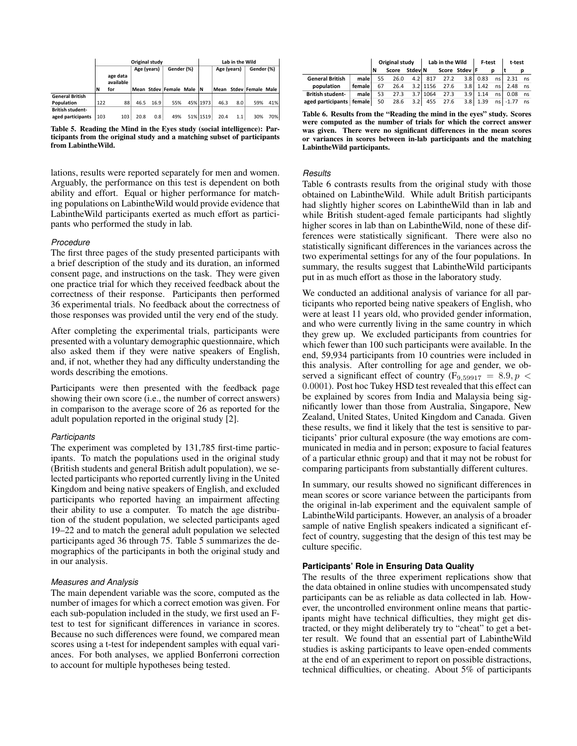| | Original study | | | | | | Lab in the Wild | | | | |
|---|---|---|---|---|---|---|---|---|---|---|---|
| | | | Age (years) | | Gender (%) | | | Age (years) | | Gender (%) | |
| | N | age data available for | Mean | Stdev | Female | Male | N | Mean | Stdev | Female | Male |
| General British Population | 122 | 88 | 46.5 | 16.9 | 55% | 45% | 1973 | 46.3 | 8.0 | 59% | 41% |
| British student-aged participants | 103 | 103 | 20.8 | 0.8 | 49% | 51% | 1519 | 20.4 | 1.1 | 30% | 70% |

**Table 5. Reading the Mind in the Eyes study (social intelligence): Participants from the original study and a matching subset of participants from LabintheWild.**

lations, results were reported separately for men and women. Arguably, the performance on this test is dependent on both ability and effort. Equal or higher performance for matching populations on LabintheWild would provide evidence that LabintheWild participants exerted as much effort as participants who performed the study in lab.

*Procedure*

The first three pages of the study presented participants with a brief description of the study and its duration, an informed consent page, and instructions on the task. They were given one practice trial for which they received feedback about the correctness of their response. Participants then performed 36 experimental trials. No feedback about the correctness of those responses was provided until the very end of the study.

After completing the experimental trials, participants were presented with a voluntary demographic questionnaire, which also asked them if they were native speakers of English, and, if not, whether they had any difficulty understanding the words describing the emotions.

Participants were then presented with the feedback page showing their own score (i.e., the number of correct answers) in comparison to the average score of 26 as reported for the adult population reported in the original study [2].

*Participants*

The experiment was completed by 131,785 first-time participants. To match the populations used in the original study (British students and general British adult population), we selected participants who reported currently living in the United Kingdom and being native speakers of English, and excluded participants who reported having an impairment affecting their ability to use a computer. To match the age distribution of the student population, we selected participants aged 19–22 and to match the general adult population we selected participants aged 36 through 75. Table 5 summarizes the demographics of the participants in both the original study and in our analysis.

*Measures and Analysis*

The main dependent variable was the score, computed as the number of images for which a correct emotion was given. For each sub-population included in the study, we first used an F-test to test for significant differences in variance in scores. Because no such differences were found, we compared mean scores using a t-test for independent samples with equal variances. For both analyses, we applied Bonferroni correction to account for multiple hypotheses being tested.

| | | Original study | | | Lab in the Wild | | | F-test | | t-test | |
|---|---|---|---|---|---|---|---|---|---|---|---|
| | | N | Score | Stdev | N | Score | Stdev | F | p | t | p |
| General British population | male | 55 | 26.0 | 4.2 | 817 | 27.2 | 3.8 | 0.83 | ns | 2.31 | ns |
| | female | 67 | 26.4 | 3.2 | 1156 | 27.6 | 3.8 | 1.42 | ns | 2.48 | ns |
| British student-aged participants | male | 53 | 27.3 | 3.7 | 1064 | 27.3 | 3.9 | 1.14 | ns | 0.08 | ns |
| | female | 50 | 28.6 | 3.2 | 455 | 27.6 | 3.8 | 1.39 | ns | -1.77 | ns |

**Table 6. Results from the "Reading the mind in the eyes" study. Scores were computed as the number of trials for which the correct answer was given. There were no significant differences in the mean scores or variances in scores between in-lab participants and the matching LabintheWild participants.**

*Results*

Table 6 contrasts results from the original study with those obtained on LabintheWild. While adult British participants had slightly higher scores on LabintheWild than in lab and while British student-aged female participants had slightly higher scores in lab than on LabintheWild, none of these differences were statistically significant. There were also no statistically significant differences in the variances across the two experimental settings for any of the four populations. In summary, the results suggest that LabintheWild participants put in as much effort as those in the laboratory study.

We conducted an additional analysis of variance for all participants who reported being native speakers of English, who were at least 11 years old, who provided gender information, and who were currently living in the same country in which they grew up. We excluded participants from countries for which fewer than 100 such participants were available. In the end, 59,934 participants from 10 countries were included in this analysis. After controlling for age and gender, we observed a significant effect of country ($F_{9,59917} = 8.9, p < 0.0001$). Post hoc Tukey HSD test revealed that this effect can be explained by scores from India and Malaysia being significantly lower than those from Australia, Singapore, New Zealand, United States, United Kingdom and Canada. Given these results, we find it likely that the test is sensitive to participants' prior cultural exposure (the way emotions are communicated in media and in person; exposure to facial features of a particular ethnic group) and that it may not be robust for comparing participants from substantially different cultures.

In summary, our results showed no significant differences in mean scores or score variance between the participants from the original in-lab experiment and the equivalent sample of LabintheWild participants. However, an analysis of a broader sample of native English speakers indicated a significant effect of country, suggesting that the design of this test may be culture specific.

### Participants' Role in Ensuring Data Quality

The results of the three experiment replications show that the data obtained in online studies with uncompensated study participants can be as reliable as data collected in lab. However, the uncontrolled environment online means that participants might have technical difficulties, they might get distracted, or they might deliberately try to "cheat" to get a better result. We found that an essential part of LabintheWild studies is asking participants to leave open-ended comments at the end of an experiment to report on possible distractions, technical difficulties, or cheating. About 5% of participants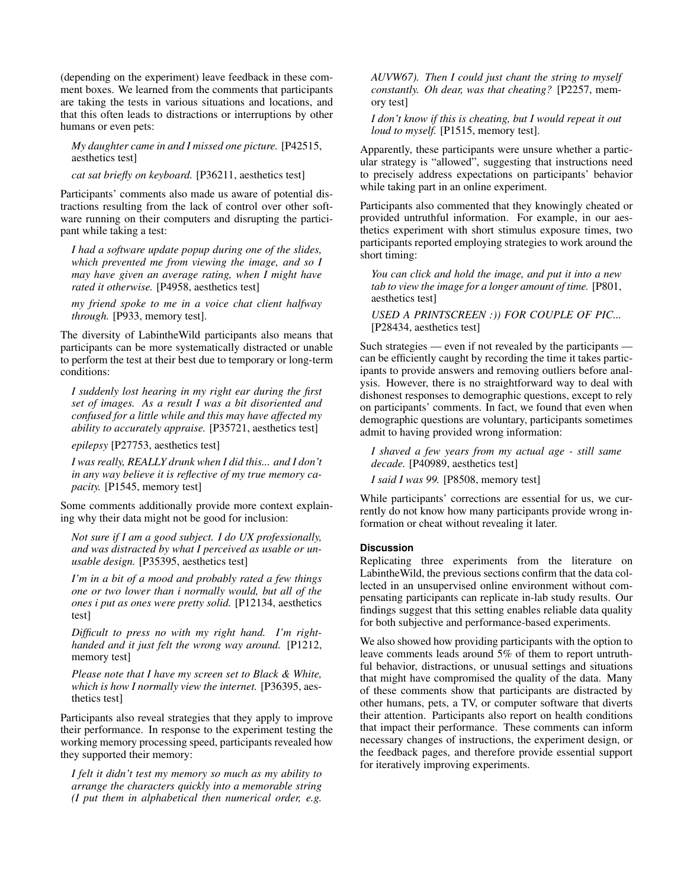(depending on the experiment) leave feedback in these comment boxes. We learned from the comments that participants are taking the tests in various situations and locations, and that this often leads to distractions or interruptions by other humans or even pets:

> *My daughter came in and I missed one picture.* [P42515, aesthetics test]
>
> *cat sat briefly on keyboard.* [P36211, aesthetics test]

Participants' comments also made us aware of potential distractions resulting from the lack of control over other software running on their computers and disrupting the participant while taking a test:

> *I had a software update popup during one of the slides, which prevented me from viewing the image, and so I may have given an average rating, when I might have rated it otherwise.* [P4958, aesthetics test]
>
> *my friend spoke to me in a voice chat client halfway through.* [P933, memory test].

The diversity of LabintheWild participants also means that participants can be more systematically distracted or unable to perform the test at their best due to temporary or long-term conditions:

> *I suddenly lost hearing in my right ear during the first set of images. As a result I was a bit disoriented and confused for a little while and this may have affected my ability to accurately appraise.* [P35721, aesthetics test]
>
> *epilepsy* [P27753, aesthetics test]
>
> *I was really, REALLY drunk when I did this... and I don't in any way believe it is reflective of my true memory capacity.* [P1545, memory test]

Some comments additionally provide more context explaining why their data might not be good for inclusion:

> *Not sure if I am a good subject. I do UX professionally, and was distracted by what I perceived as usable or unusable design.* [P35395, aesthetics test]
>
> *I'm in a bit of a mood and probably rated a few things one or two lower than i normally would, but all of the ones i put as ones were pretty solid.* [P12134, aesthetics test]
>
> *Difficult to press no with my right hand. I'm right-handed and it just felt the wrong way around.* [P1212, memory test]
>
> *Please note that I have my screen set to Black & White, which is how I normally view the internet.* [P36395, aesthetics test]

Participants also reveal strategies that they apply to improve their performance. In response to the experiment testing the working memory processing speed, participants revealed how they supported their memory:

> *I felt it didn't test my memory so much as my ability to arrange the characters quickly into a memorable string (I put them in alphabetical then numerical order, e.g. AUVW67). Then I could just chant the string to myself constantly. Oh dear, was that cheating?* [P2257, memory test]
>
> *I don't know if this is cheating, but I would repeat it out loud to myself.* [P1515, memory test].

Apparently, these participants were unsure whether a particular strategy is "allowed", suggesting that instructions need to precisely address expectations on participants' behavior while taking part in an online experiment.

Participants also commented that they knowingly cheated or provided untruthful information. For example, in our aesthetics experiment with short stimulus exposure times, two participants reported employing strategies to work around the short timing:

> *You can click and hold the image, and put it into a new tab to view the image for a longer amount of time.* [P801, aesthetics test]
>
> *USED A PRINTSCREEN :)) FOR COUPLE OF PIC...* [P28434, aesthetics test]

Such strategies — even if not revealed by the participants — can be efficiently caught by recording the time it takes participants to provide answers and removing outliers before analysis. However, there is no straightforward way to deal with dishonest responses to demographic questions, except to rely on participants' comments. In fact, we found that even when demographic questions are voluntary, participants sometimes admit to having provided wrong information:

> *I shaved a few years from my actual age - still same decade.* [P40989, aesthetics test]
>
> *I said I was 99.* [P8508, memory test]

While participants' corrections are essential for us, we currently do not know how many participants provide wrong information or cheat without revealing it later.

### Discussion

Replicating three experiments from the literature on LabintheWild, the previous sections confirm that the data collected in an unsupervised online environment without compensating participants can replicate in-lab study results. Our findings suggest that this setting enables reliable data quality for both subjective and performance-based experiments.

We also showed how providing participants with the option to leave comments leads around 5% of them to report untruthful behavior, distractions, or unusual settings and situations that might have compromised the quality of the data. Many of these comments show that participants are distracted by other humans, pets, a TV, or computer software that diverts their attention. Participants also report on health conditions that impact their performance. These comments can inform necessary changes of instructions, the experiment design, or the feedback pages, and therefore provide essential support for iteratively improving experiments.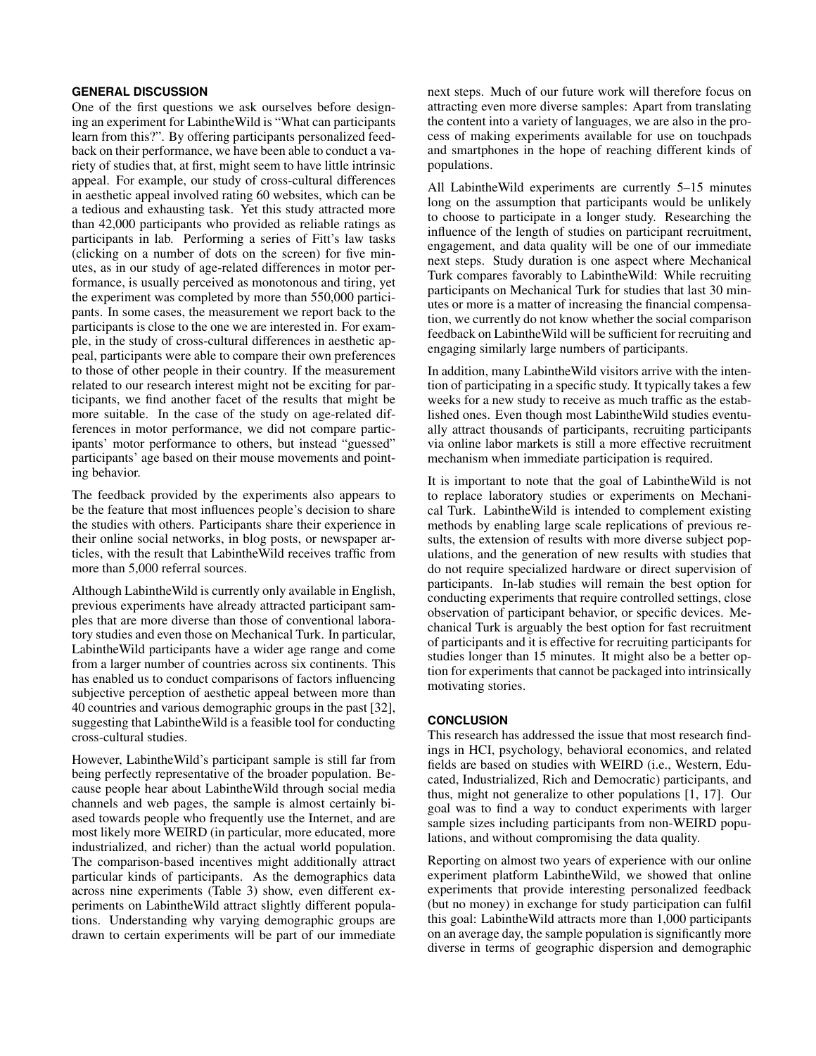## GENERAL DISCUSSION

One of the first questions we ask ourselves before designing an experiment for LabintheWild is "What can participants learn from this?". By offering participants personalized feedback on their performance, we have been able to conduct a variety of studies that, at first, might seem to have little intrinsic appeal. For example, our study of cross-cultural differences in aesthetic appeal involved rating 60 websites, which can be a tedious and exhausting task. Yet this study attracted more than 42,000 participants who provided as reliable ratings as participants in lab. Performing a series of Fitt's law tasks (clicking on a number of dots on the screen) for five minutes, as in our study of age-related differences in motor performance, is usually perceived as monotonous and tiring, yet the experiment was completed by more than 550,000 participants. In some cases, the measurement we report back to the participants is close to the one we are interested in. For example, in the study of cross-cultural differences in aesthetic appeal, participants were able to compare their own preferences to those of other people in their country. If the measurement related to our research interest might not be exciting for participants, we find another facet of the results that might be more suitable. In the case of the study on age-related differences in motor performance, we did not compare participants' motor performance to others, but instead "guessed" participants' age based on their mouse movements and pointing behavior.

The feedback provided by the experiments also appears to be the feature that most influences people's decision to share the studies with others. Participants share their experience in their online social networks, in blog posts, or newspaper articles, with the result that LabintheWild receives traffic from more than 5,000 referral sources.

Although LabintheWild is currently only available in English, previous experiments have already attracted participant samples that are more diverse than those of conventional laboratory studies and even those on Mechanical Turk. In particular, LabintheWild participants have a wider age range and come from a larger number of countries across six continents. This has enabled us to conduct comparisons of factors influencing subjective perception of aesthetic appeal between more than 40 countries and various demographic groups in the past [32], suggesting that LabintheWild is a feasible tool for conducting cross-cultural studies.

However, LabintheWild's participant sample is still far from being perfectly representative of the broader population. Because people hear about LabintheWild through social media channels and web pages, the sample is almost certainly biased towards people who frequently use the Internet, and are most likely more WEIRD (in particular, more educated, more industrialized, and richer) than the actual world population. The comparison-based incentives might additionally attract particular kinds of participants. As the demographics data across nine experiments (Table 3) show, even different experiments on LabintheWild attract slightly different populations. Understanding why varying demographic groups are drawn to certain experiments will be part of our immediate next steps. Much of our future work will therefore focus on attracting even more diverse samples: Apart from translating the content into a variety of languages, we are also in the process of making experiments available for use on touchpads and smartphones in the hope of reaching different kinds of populations.

All LabintheWild experiments are currently 5–15 minutes long on the assumption that participants would be unlikely to choose to participate in a longer study. Researching the influence of the length of studies on participant recruitment, engagement, and data quality will be one of our immediate next steps. Study duration is one aspect where Mechanical Turk compares favorably to LabintheWild: While recruiting participants on Mechanical Turk for studies that last 30 minutes or more is a matter of increasing the financial compensation, we currently do not know whether the social comparison feedback on LabintheWild will be sufficient for recruiting and engaging similarly large numbers of participants.

In addition, many LabintheWild visitors arrive with the intention of participating in a specific study. It typically takes a few weeks for a new study to receive as much traffic as the established ones. Even though most LabintheWild studies eventually attract thousands of participants, recruiting participants via online labor markets is still a more effective recruitment mechanism when immediate participation is required.

It is important to note that the goal of LabintheWild is not to replace laboratory studies or experiments on Mechanical Turk. LabintheWild is intended to complement existing methods by enabling large scale replications of previous results, the extension of results with more diverse subject populations, and the generation of new results with studies that do not require specialized hardware or direct supervision of participants. In-lab studies will remain the best option for conducting experiments that require controlled settings, close observation of participant behavior, or specific devices. Mechanical Turk is arguably the best option for fast recruitment of participants and it is effective for recruiting participants for studies longer than 15 minutes. It might also be a better option for experiments that cannot be packaged into intrinsically motivating stories.

## CONCLUSION

This research has addressed the issue that most research findings in HCI, psychology, behavioral economics, and related fields are based on studies with WEIRD (i.e., Western, Educated, Industrialized, Rich and Democratic) participants, and thus, might not generalize to other populations [1, 17]. Our goal was to find a way to conduct experiments with larger sample sizes including participants from non-WEIRD populations, and without compromising the data quality.

Reporting on almost two years of experience with our online experiment platform LabintheWild, we showed that online experiments that provide interesting personalized feedback (but no money) in exchange for study participation can fulfil this goal: LabintheWild attracts more than 1,000 participants on an average day, the sample population is significantly more diverse in terms of geographic dispersion and demographic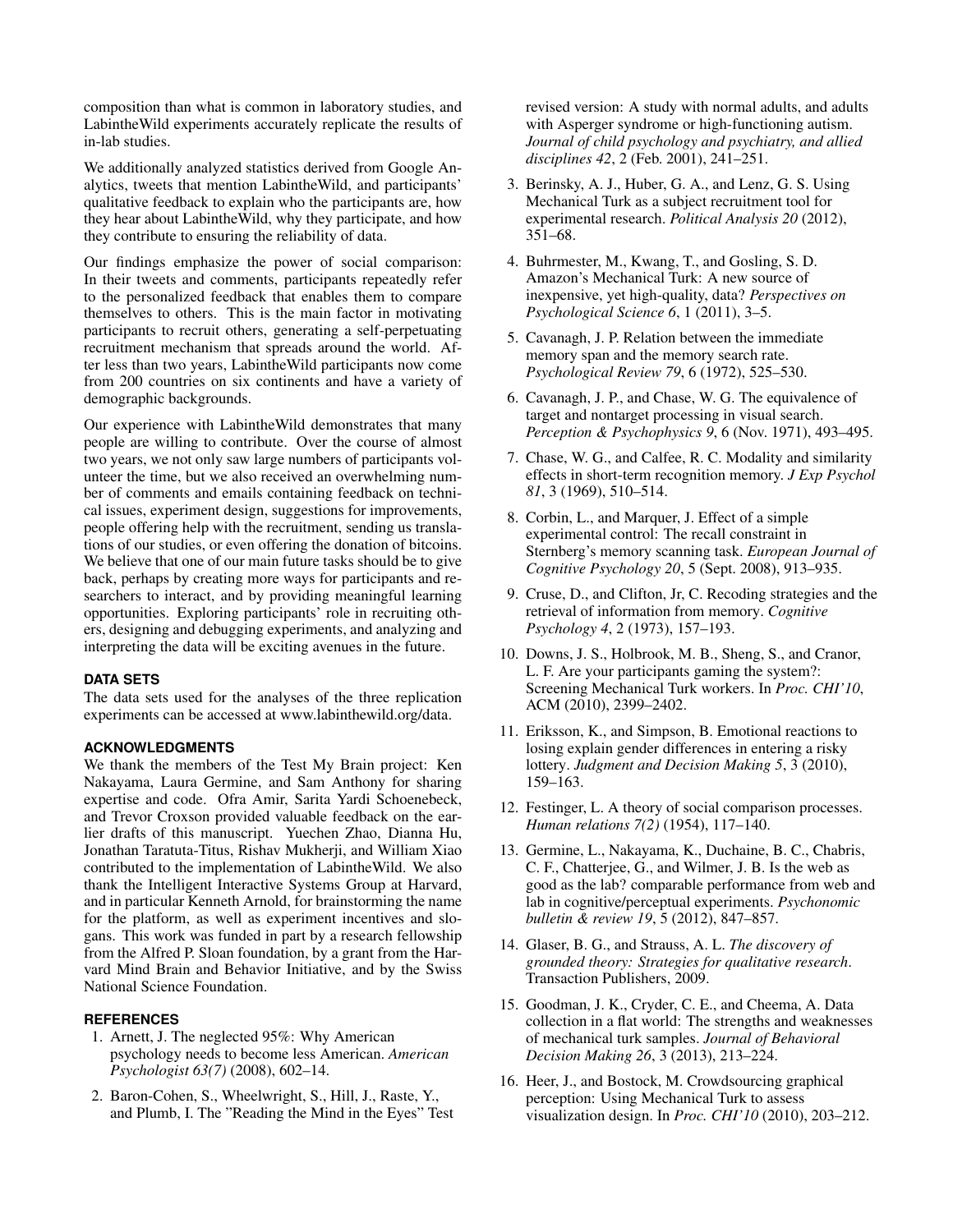composition than what is common in laboratory studies, and LabintheWild experiments accurately replicate the results of in-lab studies.

We additionally analyzed statistics derived from Google Analytics, tweets that mention LabintheWild, and participants' qualitative feedback to explain who the participants are, how they hear about LabintheWild, why they participate, and how they contribute to ensuring the reliability of data.

Our findings emphasize the power of social comparison: In their tweets and comments, participants repeatedly refer to the personalized feedback that enables them to compare themselves to others. This is the main factor in motivating participants to recruit others, generating a self-perpetuating recruitment mechanism that spreads around the world. After less than two years, LabintheWild participants now come from 200 countries on six continents and have a variety of demographic backgrounds.

Our experience with LabintheWild demonstrates that many people are willing to contribute. Over the course of almost two years, we not only saw large numbers of participants volunteer the time, but we also received an overwhelming number of comments and emails containing feedback on technical issues, experiment design, suggestions for improvements, people offering help with the recruitment, sending us translations of our studies, or even offering the donation of bitcoins. We believe that one of our main future tasks should be to give back, perhaps by creating more ways for participants and researchers to interact, and by providing meaningful learning opportunities. Exploring participants' role in recruiting others, designing and debugging experiments, and analyzing and interpreting the data will be exciting avenues in the future.

## DATA SETS

The data sets used for the analyses of the three replication experiments can be accessed at www.labinthewild.org/data.

## ACKNOWLEDGMENTS

We thank the members of the Test My Brain project: Ken Nakayama, Laura Germine, and Sam Anthony for sharing expertise and code. Ofra Amir, Sarita Yardi Schoenebeck, and Trevor Croxson provided valuable feedback on the earlier drafts of this manuscript. Yuechen Zhao, Dianna Hu, Jonathan Taratuta-Titus, Rishav Mukherji, and William Xiao contributed to the implementation of LabintheWild. We also thank the Intelligent Interactive Systems Group at Harvard, and in particular Kenneth Arnold, for brainstorming the name for the platform, as well as experiment incentives and slogans. This work was funded in part by a research fellowship from the Alfred P. Sloan foundation, by a grant from the Harvard Mind Brain and Behavior Initiative, and by the Swiss National Science Foundation.

## REFERENCES

1. Arnett, J. The neglected 95%: Why American psychology needs to become less American. *American Psychologist 63(7)* (2008), 602–14.
2. Baron-Cohen, S., Wheelwright, S., Hill, J., Raste, Y., and Plumb, I. The "Reading the Mind in the Eyes" Test revised version: A study with normal adults, and adults with Asperger syndrome or high-functioning autism. *Journal of child psychology and psychiatry, and allied disciplines 42*, 2 (Feb. 2001), 241–251.
3. Berinsky, A. J., Huber, G. A., and Lenz, G. S. Using Mechanical Turk as a subject recruitment tool for experimental research. *Political Analysis 20* (2012), 351–68.
4. Buhrmester, M., Kwang, T., and Gosling, S. D. Amazon's Mechanical Turk: A new source of inexpensive, yet high-quality, data? *Perspectives on Psychological Science 6*, 1 (2011), 3–5.
5. Cavanagh, J. P. Relation between the immediate memory span and the memory search rate. *Psychological Review 79*, 6 (1972), 525–530.
6. Cavanagh, J. P., and Chase, W. G. The equivalence of target and nontarget processing in visual search. *Perception & Psychophysics 9*, 6 (Nov. 1971), 493–495.
7. Chase, W. G., and Calfee, R. C. Modality and similarity effects in short-term recognition memory. *J Exp Psychol 81*, 3 (1969), 510–514.
8. Corbin, L., and Marquer, J. Effect of a simple experimental control: The recall constraint in Sternberg's memory scanning task. *European Journal of Cognitive Psychology 20*, 5 (Sept. 2008), 913–935.
9. Cruse, D., and Clifton, Jr, C. Recoding strategies and the retrieval of information from memory. *Cognitive Psychology 4*, 2 (1973), 157–193.
10. Downs, J. S., Holbrook, M. B., Sheng, S., and Cranor, L. F. Are your participants gaming the system?: Screening Mechanical Turk workers. In *Proc. CHI'10*, ACM (2010), 2399–2402.
11. Eriksson, K., and Simpson, B. Emotional reactions to losing explain gender differences in entering a risky lottery. *Judgment and Decision Making 5*, 3 (2010), 159–163.
12. Festinger, L. A theory of social comparison processes. *Human relations 7(2)* (1954), 117–140.
13. Germine, L., Nakayama, K., Duchaine, B. C., Chabris, C. F., Chatterjee, G., and Wilmer, J. B. Is the web as good as the lab? comparable performance from web and lab in cognitive/perceptual experiments. *Psychonomic bulletin & review 19*, 5 (2012), 847–857.
14. Glaser, B. G., and Strauss, A. L. *The discovery of grounded theory: Strategies for qualitative research*. Transaction Publishers, 2009.
15. Goodman, J. K., Cryder, C. E., and Cheema, A. Data collection in a flat world: The strengths and weaknesses of mechanical turk samples. *Journal of Behavioral Decision Making 26*, 3 (2013), 213–224.
16. Heer, J., and Bostock, M. Crowdsourcing graphical perception: Using Mechanical Turk to assess visualization design. In *Proc. CHI'10* (2010), 203–212.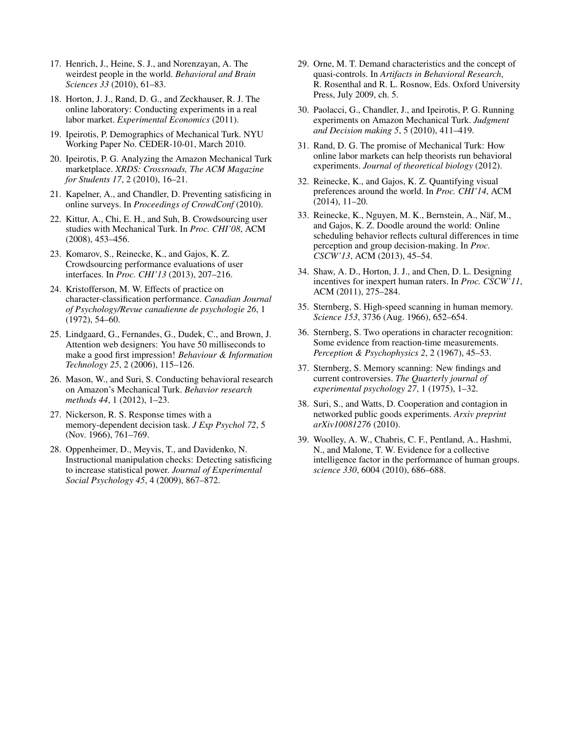17. Henrich, J., Heine, S. J., and Norenzayan, A. The weirdest people in the world. *Behavioral and Brain Sciences 33* (2010), 61–83.
18. Horton, J. J., Rand, D. G., and Zeckhauser, R. J. The online laboratory: Conducting experiments in a real labor market. *Experimental Economics* (2011).
19. Ipeirotis, P. Demographics of Mechanical Turk. NYU Working Paper No. CEDER-10-01, March 2010.
20. Ipeirotis, P. G. Analyzing the Amazon Mechanical Turk marketplace. *XRDS: Crossroads, The ACM Magazine for Students 17*, 2 (2010), 16–21.
21. Kapelner, A., and Chandler, D. Preventing satisficing in online surveys. In *Proceedings of CrowdConf* (2010).
22. Kittur, A., Chi, E. H., and Suh, B. Crowdsourcing user studies with Mechanical Turk. In *Proc. CHI'08*, ACM (2008), 453–456.
23. Komarov, S., Reinecke, K., and Gajos, K. Z. Crowdsourcing performance evaluations of user interfaces. In *Proc. CHI'13* (2013), 207–216.
24. Kristofferson, M. W. Effects of practice on character-classification performance. *Canadian Journal of Psychology/Revue canadienne de psychologie 26*, 1 (1972), 54–60.
25. Lindgaard, G., Fernandes, G., Dudek, C., and Brown, J. Attention web designers: You have 50 milliseconds to make a good first impression! *Behaviour & Information Technology 25*, 2 (2006), 115–126.
26. Mason, W., and Suri, S. Conducting behavioral research on Amazon's Mechanical Turk. *Behavior research methods 44*, 1 (2012), 1–23.
27. Nickerson, R. S. Response times with a memory-dependent decision task. *J Exp Psychol 72*, 5 (Nov. 1966), 761–769.
28. Oppenheimer, D., Meyvis, T., and Davidenko, N. Instructional manipulation checks: Detecting satisficing to increase statistical power. *Journal of Experimental Social Psychology 45*, 4 (2009), 867–872.
29. Orne, M. T. Demand characteristics and the concept of quasi-controls. In *Artifacts in Behavioral Research*, R. Rosenthal and R. L. Rosnow, Eds. Oxford University Press, July 2009, ch. 5.
30. Paolacci, G., Chandler, J., and Ipeirotis, P. G. Running experiments on Amazon Mechanical Turk. *Judgment and Decision making 5*, 5 (2010), 411–419.
31. Rand, D. G. The promise of Mechanical Turk: How online labor markets can help theorists run behavioral experiments. *Journal of theoretical biology* (2012).
32. Reinecke, K., and Gajos, K. Z. Quantifying visual preferences around the world. In *Proc. CHI'14*, ACM (2014), 11–20.
33. Reinecke, K., Nguyen, M. K., Bernstein, A., Näf, M., and Gajos, K. Z. Doodle around the world: Online scheduling behavior reflects cultural differences in time perception and group decision-making. In *Proc. CSCW'13*, ACM (2013), 45–54.
34. Shaw, A. D., Horton, J. J., and Chen, D. L. Designing incentives for inexpert human raters. In *Proc. CSCW'11*, ACM (2011), 275–284.
35. Sternberg, S. High-speed scanning in human memory. *Science 153*, 3736 (Aug. 1966), 652–654.
36. Sternberg, S. Two operations in character recognition: Some evidence from reaction-time measurements. *Perception & Psychophysics 2*, 2 (1967), 45–53.
37. Sternberg, S. Memory scanning: New findings and current controversies. *The Quarterly journal of experimental psychology 27*, 1 (1975), 1–32.
38. Suri, S., and Watts, D. Cooperation and contagion in networked public goods experiments. *Arxiv preprint arXiv10081276* (2010).
39. Woolley, A. W., Chabris, C. F., Pentland, A., Hashmi, N., and Malone, T. W. Evidence for a collective intelligence factor in the performance of human groups. *science 330*, 6004 (2010), 686–688.